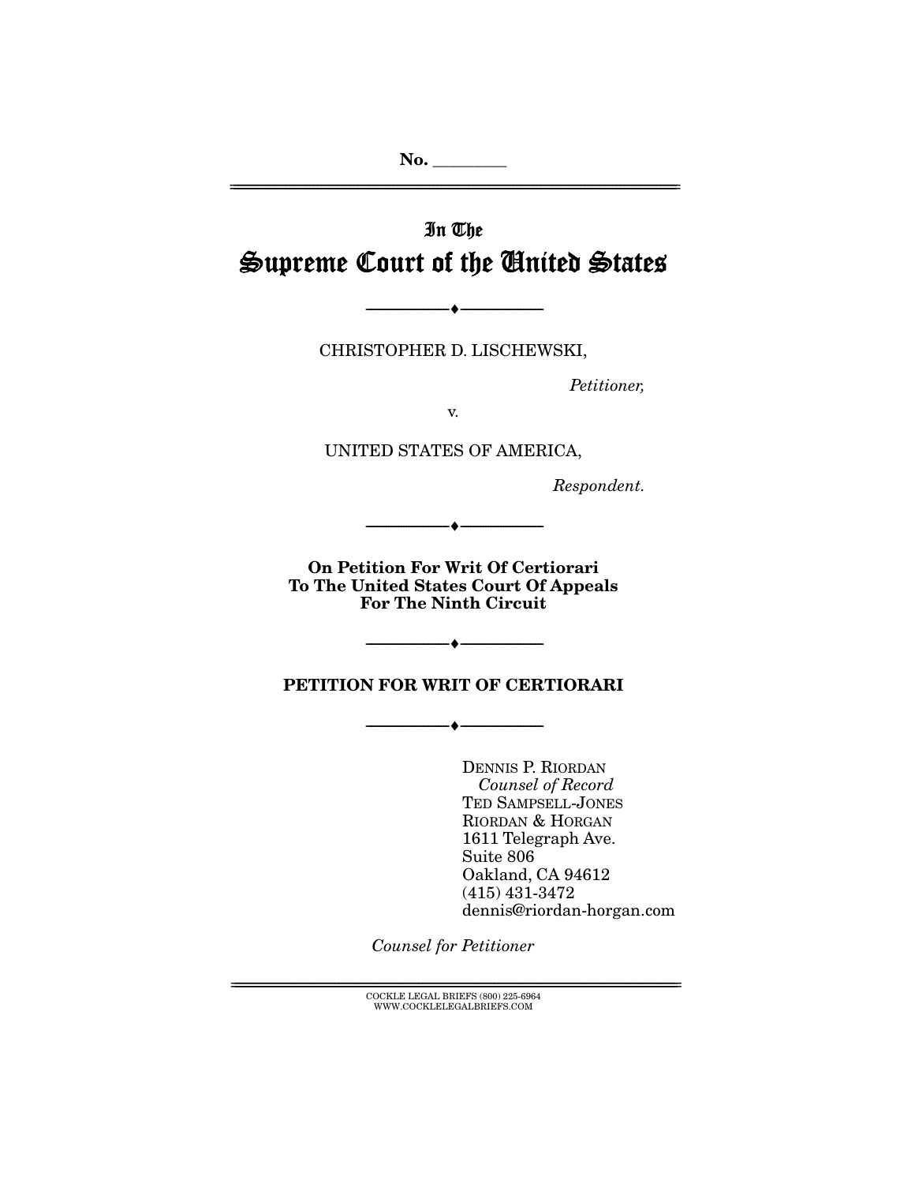No. ________

In The
# Supreme Court of the United States

---

CHRISTOPHER D. LISCHEWSKI,

*Petitioner,*

v.

UNITED STATES OF AMERICA,

*Respondent.*

---

**On Petition For Writ Of Certiorari To The United States Court Of Appeals For The Ninth Circuit**

---

**PETITION FOR WRIT OF CERTIORARI**

---

DENNIS P. RIORDAN
*Counsel of Record*
TED SAMPSELL-JONES
RIORDAN & HORGAN
1611 Telegraph Ave.
Suite 806
Oakland, CA 94612
(415) 431-3472
dennis@riordan-horgan.com

*Counsel for Petitioner*

COCKLE LEGAL BRIEFS (800) 225-6964
WWW.COCKLELEGALBRIEFS.COM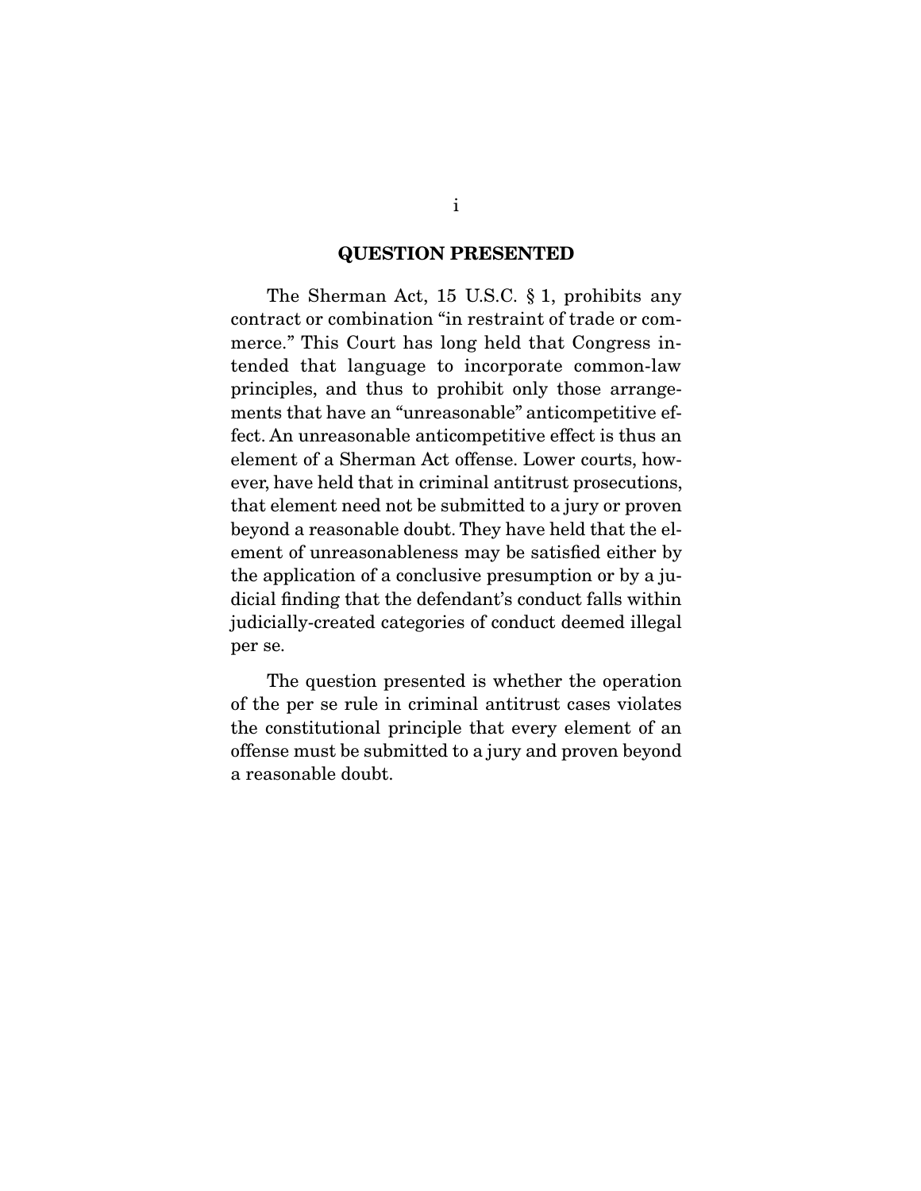## QUESTION PRESENTED

The Sherman Act, 15 U.S.C. § 1, prohibits any contract or combination "in restraint of trade or commerce." This Court has long held that Congress intended that language to incorporate common-law principles, and thus to prohibit only those arrangements that have an "unreasonable" anticompetitive effect. An unreasonable anticompetitive effect is thus an element of a Sherman Act offense. Lower courts, however, have held that in criminal antitrust prosecutions, that element need not be submitted to a jury or proven beyond a reasonable doubt. They have held that the element of unreasonableness may be satisfied either by the application of a conclusive presumption or by a judicial finding that the defendant's conduct falls within judicially-created categories of conduct deemed illegal per se.

The question presented is whether the operation of the per se rule in criminal antitrust cases violates the constitutional principle that every element of an offense must be submitted to a jury and proven beyond a reasonable doubt.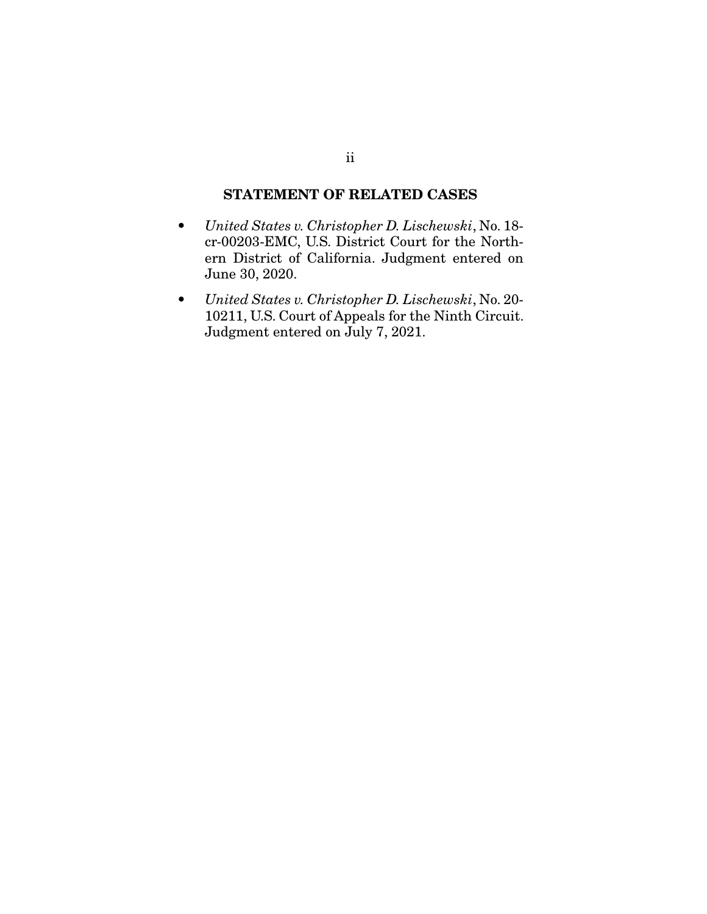## STATEMENT OF RELATED CASES

- *United States v. Christopher D. Lischewski*, No. 18-cr-00203-EMC, U.S. District Court for the Northern District of California. Judgment entered on June 30, 2020.
- *United States v. Christopher D. Lischewski*, No. 20-10211, U.S. Court of Appeals for the Ninth Circuit. Judgment entered on July 7, 2021.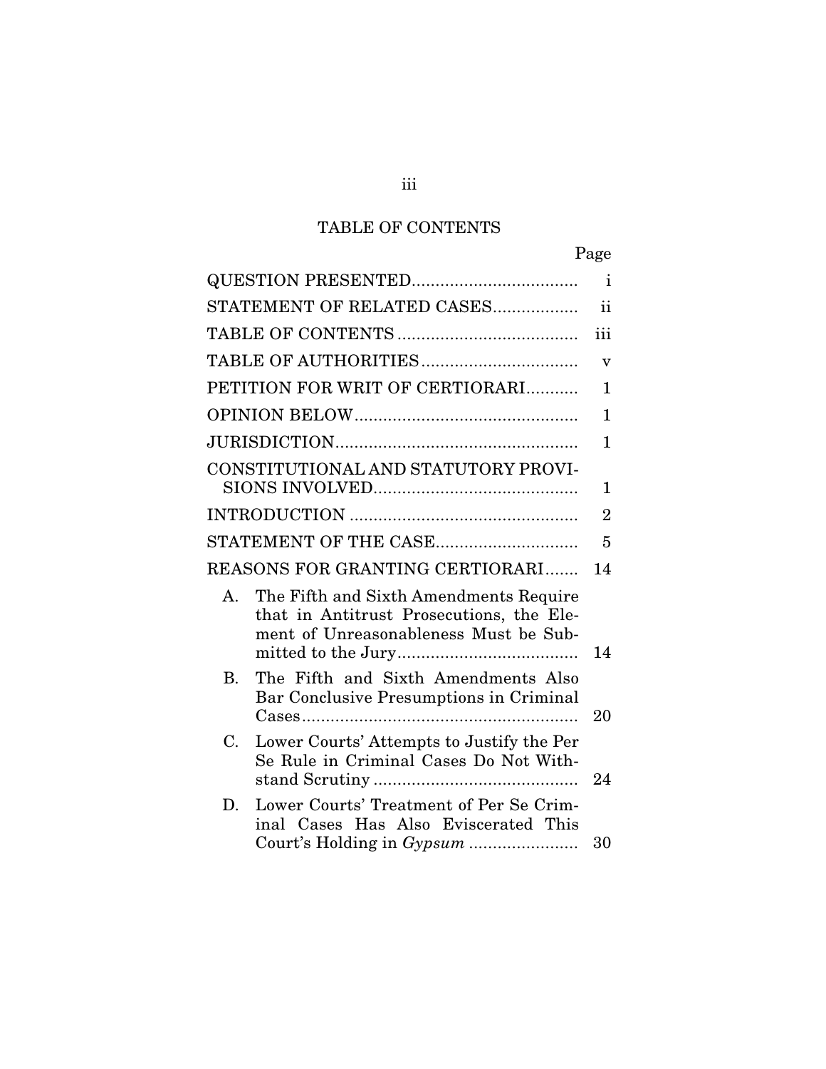## TABLE OF CONTENTS

| | Page |
|---|---|
| QUESTION PRESENTED | i |
| STATEMENT OF RELATED CASES | ii |
| TABLE OF CONTENTS | iii |
| TABLE OF AUTHORITIES | v |
| PETITION FOR WRIT OF CERTIORARI | 1 |
| OPINION BELOW | 1 |
| JURISDICTION | 1 |
| CONSTITUTIONAL AND STATUTORY PROVISIONS INVOLVED | 1 |
| INTRODUCTION | 2 |
| STATEMENT OF THE CASE | 5 |
| REASONS FOR GRANTING CERTIORARI | 14 |
| A. The Fifth and Sixth Amendments Require that in Antitrust Prosecutions, the Element of Unreasonableness Must be Submitted to the Jury | 14 |
| B. The Fifth and Sixth Amendments Also Bar Conclusive Presumptions in Criminal Cases | 20 |
| C. Lower Courts' Attempts to Justify the Per Se Rule in Criminal Cases Do Not Withstand Scrutiny | 24 |
| D. Lower Courts' Treatment of Per Se Criminal Cases Has Also Eviscerated This Court's Holding in *Gypsum* | 30 |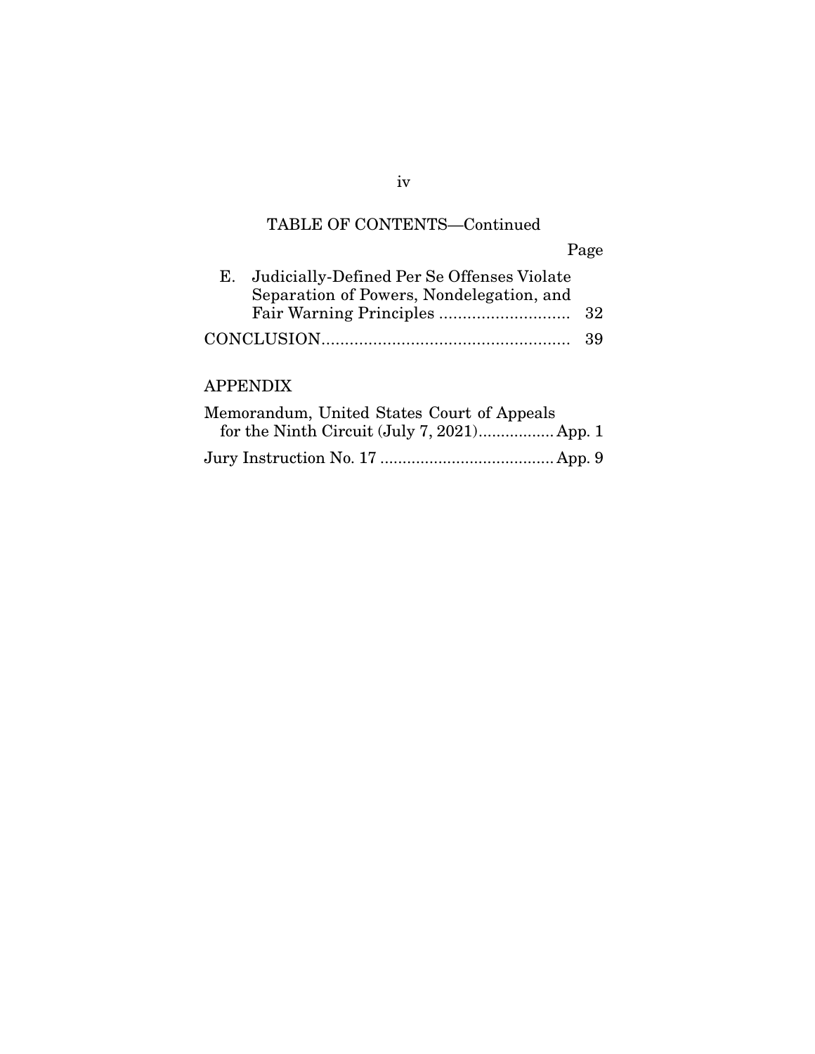TABLE OF CONTENTS—Continued

| | Page |
|---|---|
| E. Judicially-Defined Per Se Offenses Violate Separation of Powers, Nondelegation, and Fair Warning Principles | 32 |
| CONCLUSION | 39 |

APPENDIX

| | |
|---|---|
| Memorandum, United States Court of Appeals for the Ninth Circuit (July 7, 2021) | App. 1 |
| Jury Instruction No. 17 | App. 9 |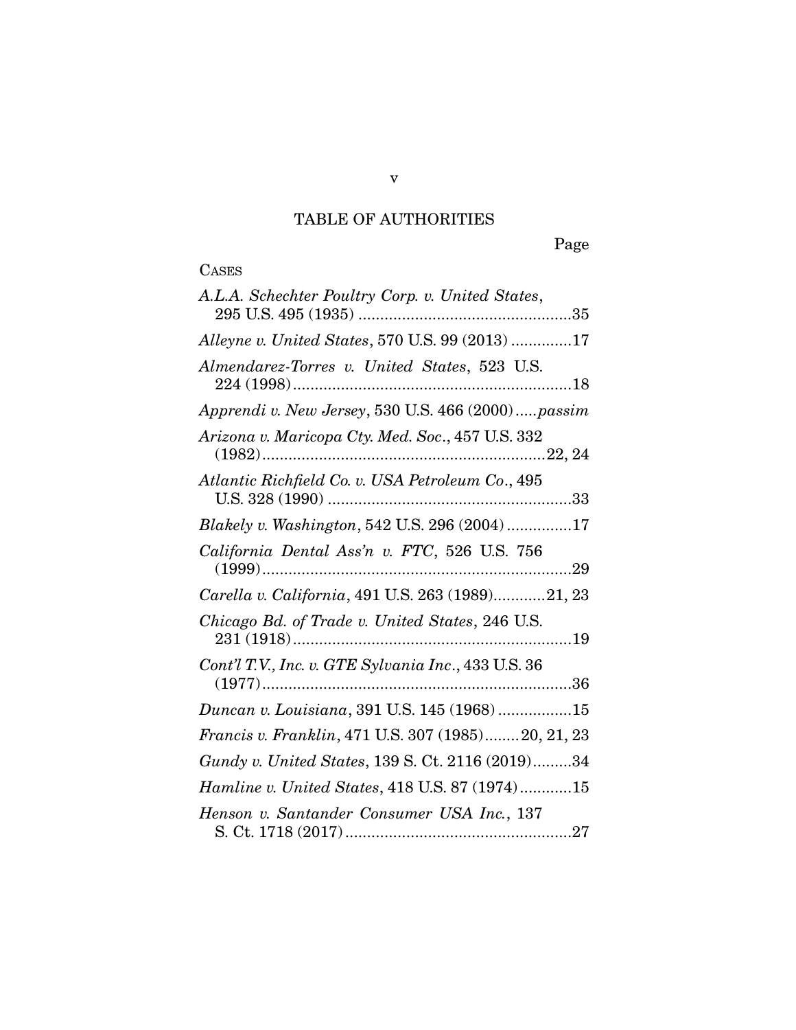## TABLE OF AUTHORITIES

Page

CASES

*A.L.A. Schechter Poultry Corp. v. United States*, 295 U.S. 495 (1935) .................................................35

*Alleyne v. United States*, 570 U.S. 99 (2013) .............17

*Almendarez-Torres v. United States*, 523 U.S. 224 (1998).................................................................18

*Apprendi v. New Jersey*, 530 U.S. 466 (2000).....*passim*

*Arizona v. Maricopa Cty. Med. Soc.*, 457 U.S. 332 (1982).................................................................22, 24

*Atlantic Richfield Co. v. USA Petroleum Co.*, 495 U.S. 328 (1990) ........................................................33

*Blakely v. Washington*, 542 U.S. 296 (2004)...............17

*California Dental Ass'n v. FTC*, 526 U.S. 756 (1999).......................................................................29

*Carella v. California*, 491 U.S. 263 (1989)............21, 23

*Chicago Bd. of Trade v. United States*, 246 U.S. 231 (1918)................................................................19

*Cont'l T.V., Inc. v. GTE Sylvania Inc.*, 433 U.S. 36 (1977).......................................................................36

*Duncan v. Louisiana*, 391 U.S. 145 (1968) .................15

*Francis v. Franklin*, 471 U.S. 307 (1985)........20, 21, 23

*Gundy v. United States*, 139 S. Ct. 2116 (2019).........34

*Hamline v. United States*, 418 U.S. 87 (1974)............15

*Henson v. Santander Consumer USA Inc.*, 137 S. Ct. 1718 (2017)....................................................27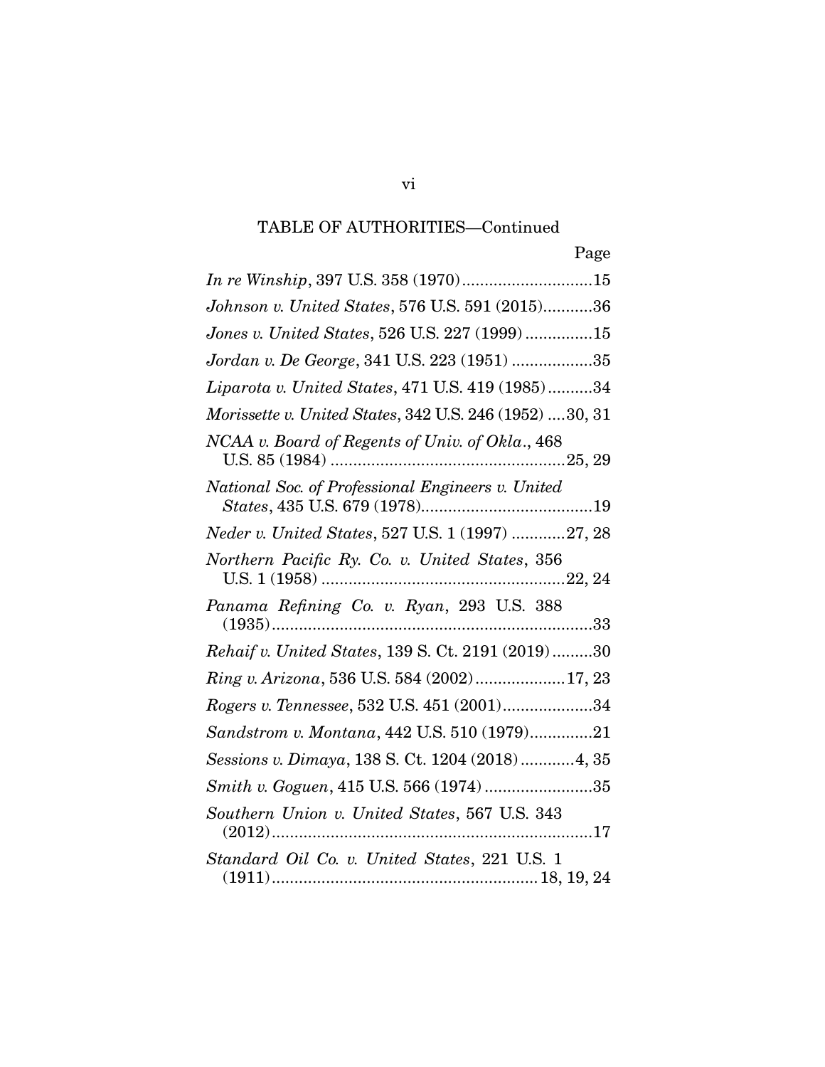TABLE OF AUTHORITIES—Continued

| | Page |
|---|---|
| *In re Winship*, 397 U.S. 358 (1970) | 15 |
| *Johnson v. United States*, 576 U.S. 591 (2015) | 36 |
| *Jones v. United States*, 526 U.S. 227 (1999) | 15 |
| *Jordan v. De George*, 341 U.S. 223 (1951) | 35 |
| *Liparota v. United States*, 471 U.S. 419 (1985) | 34 |
| *Morissette v. United States*, 342 U.S. 246 (1952) | 30, 31 |
| *NCAA v. Board of Regents of Univ. of Okla.*, 468 U.S. 85 (1984) | 25, 29 |
| *National Soc. of Professional Engineers v. United States*, 435 U.S. 679 (1978) | 19 |
| *Neder v. United States*, 527 U.S. 1 (1997) | 27, 28 |
| *Northern Pacific Ry. Co. v. United States*, 356 U.S. 1 (1958) | 22, 24 |
| *Panama Refining Co. v. Ryan*, 293 U.S. 388 (1935) | 33 |
| *Rehaif v. United States*, 139 S. Ct. 2191 (2019) | 30 |
| *Ring v. Arizona*, 536 U.S. 584 (2002) | 17, 23 |
| *Rogers v. Tennessee*, 532 U.S. 451 (2001) | 34 |
| *Sandstrom v. Montana*, 442 U.S. 510 (1979) | 21 |
| *Sessions v. Dimaya*, 138 S. Ct. 1204 (2018) | 4, 35 |
| *Smith v. Goguen*, 415 U.S. 566 (1974) | 35 |
| *Southern Union v. United States*, 567 U.S. 343 (2012) | 17 |
| *Standard Oil Co. v. United States*, 221 U.S. 1 (1911) | 18, 19, 24 |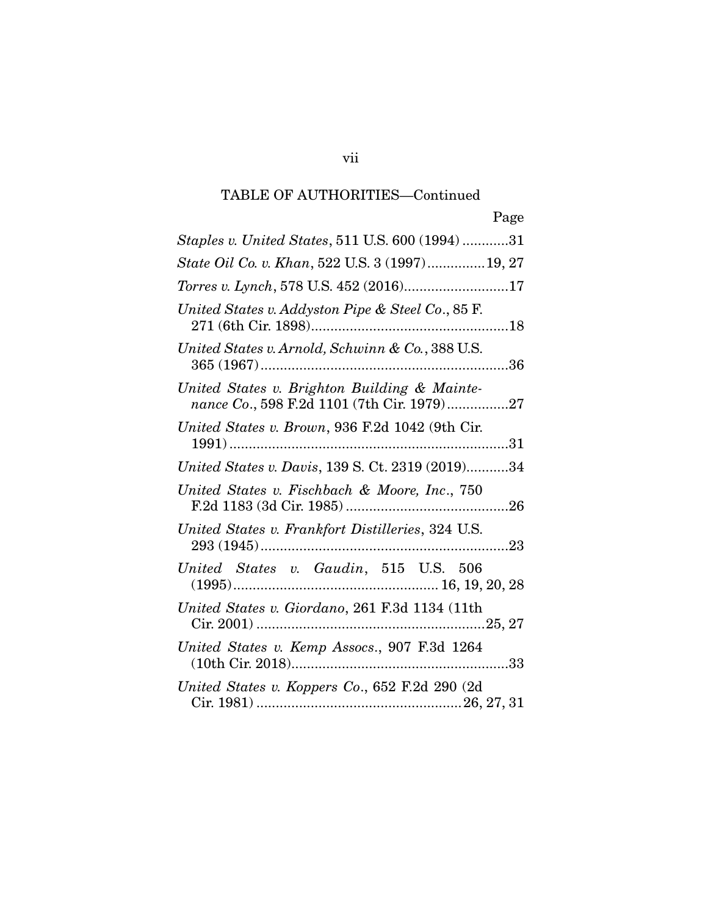TABLE OF AUTHORITIES—Continued

Page

*Staples v. United States*, 511 U.S. 600 (1994) ............31

*State Oil Co. v. Khan*, 522 U.S. 3 (1997)...............19, 27

*Torres v. Lynch*, 578 U.S. 452 (2016)...........................17

*United States v. Addyston Pipe & Steel Co*., 85 F. 271 (6th Cir. 1898)...................................................18

*United States v. Arnold, Schwinn & Co.*, 388 U.S. 365 (1967)................................................................36

*United States v. Brighton Building & Maintenance Co*., 598 F.2d 1101 (7th Cir. 1979)................27

*United States v. Brown*, 936 F.2d 1042 (9th Cir. 1991).......................................................................31

*United States v. Davis*, 139 S. Ct. 2319 (2019)...........34

*United States v. Fischbach & Moore, Inc*., 750 F.2d 1183 (3d Cir. 1985)..........................................26

*United States v. Frankfort Distilleries*, 324 U.S. 293 (1945)................................................................23

*United States v. Gaudin*, 515 U.S. 506 (1995).................................................... 16, 19, 20, 28

*United States v. Giordano*, 261 F.3d 1134 (11th Cir. 2001)..........................................................25, 27

*United States v. Kemp Assocs*., 907 F.3d 1264 (10th Cir. 2018).......................................................33

*United States v. Koppers Co*., 652 F.2d 290 (2d Cir. 1981).....................................................26, 27, 31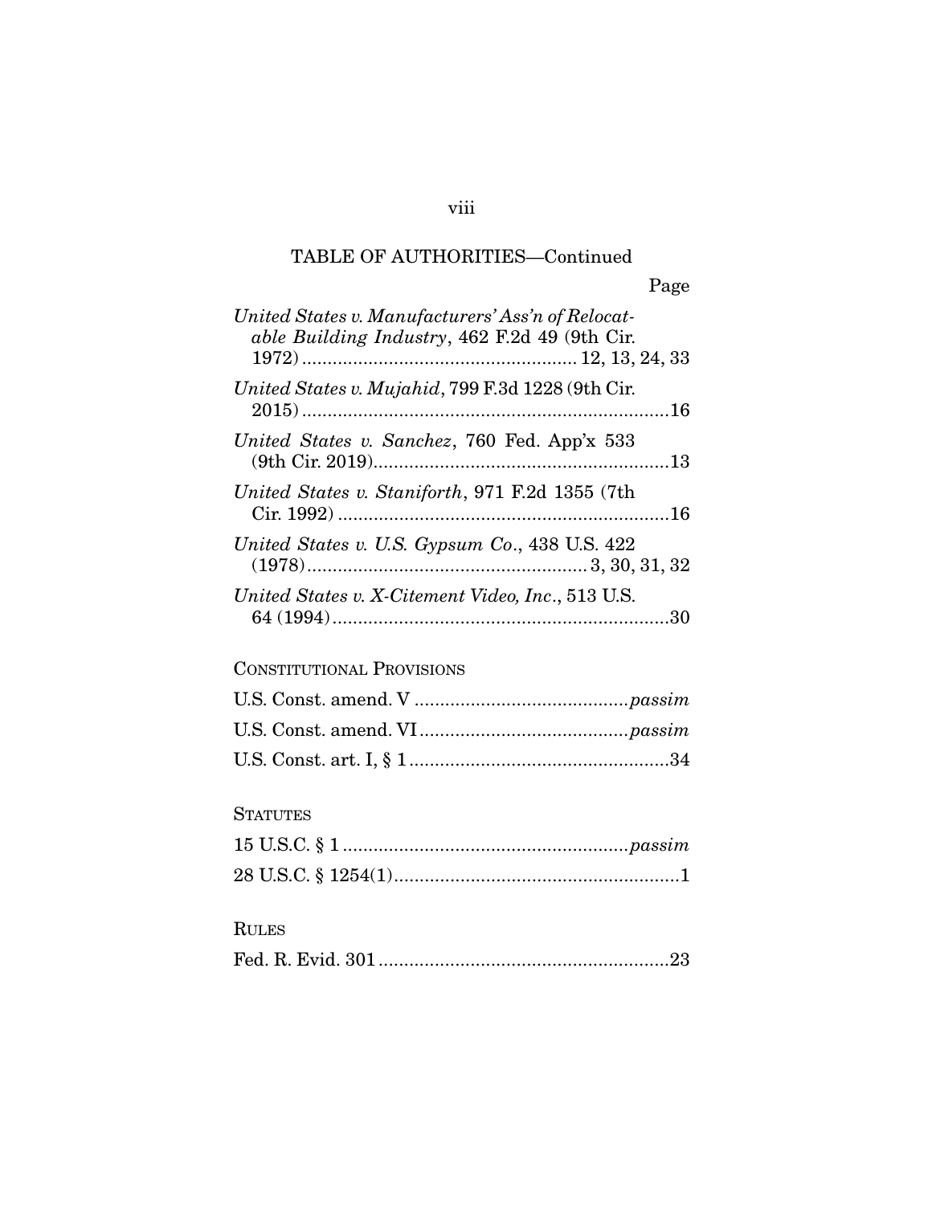TABLE OF AUTHORITIES—Continued

Page

*United States v. Manufacturers' Ass'n of Relocatable Building Industry*, 462 F.2d 49 (9th Cir. 1972) ..................................................... 12, 13, 24, 33

*United States v. Mujahid*, 799 F.3d 1228 (9th Cir. 2015) ........................................................................16

*United States v. Sanchez*, 760 Fed. App'x 533 (9th Cir. 2019)........................................................13

*United States v. Staniforth*, 971 F.2d 1355 (7th Cir. 1992) ................................................................16

*United States v. U.S. Gypsum Co.*, 438 U.S. 422 (1978)...................................................... 3, 30, 31, 32

*United States v. X-Citement Video, Inc.*, 513 U.S. 64 (1994).................................................................30

CONSTITUTIONAL PROVISIONS

U.S. Const. amend. V .........................................*passim*

U.S. Const. amend. VI........................................*passim*

U.S. Const. art. I, § 1..................................................34

STATUTES

15 U.S.C. § 1 ......................................................*passim*

28 U.S.C. § 1254(1).......................................................1

RULES

Fed. R. Evid. 301........................................................23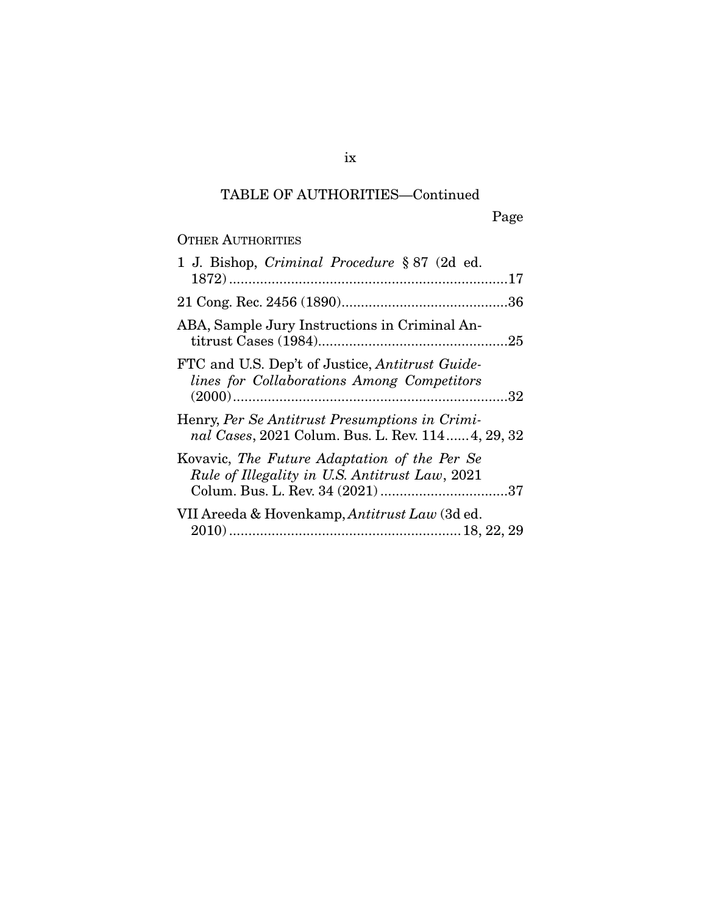TABLE OF AUTHORITIES—Continued

Page

OTHER AUTHORITIES

1 J. Bishop, *Criminal Procedure* § 87 (2d ed. 1872) ........................................................................17

21 Cong. Rec. 2456 (1890)............................................36

ABA, Sample Jury Instructions in Criminal Antitrust Cases (1984)..................................................25

FTC and U.S. Dep't of Justice, *Antitrust Guidelines for Collaborations Among Competitors* (2000)........................................................................32

Henry, *Per Se Antitrust Presumptions in Criminal Cases*, 2021 Colum. Bus. L. Rev. 114 ...... 4, 29, 32

Kovavic, *The Future Adaptation of the Per Se Rule of Illegality in U.S. Antitrust Law*, 2021 Colum. Bus. L. Rev. 34 (2021) .................................37

VII Areeda & Hovenkamp, *Antitrust Law* (3d ed. 2010) ............................................................ 18, 22, 29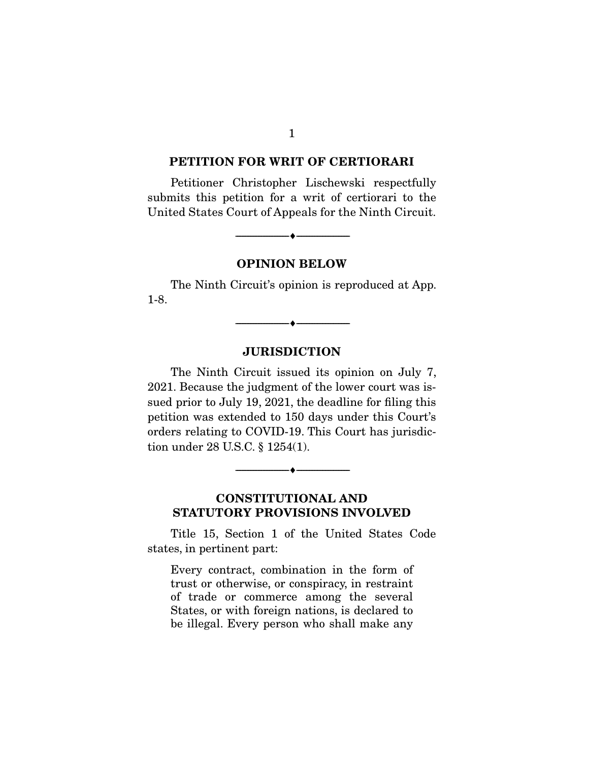## PETITION FOR WRIT OF CERTIORARI

Petitioner Christopher Lischewski respectfully submits this petition for a writ of certiorari to the United States Court of Appeals for the Ninth Circuit.

---

## OPINION BELOW

The Ninth Circuit's opinion is reproduced at App. 1-8.

---

## JURISDICTION

The Ninth Circuit issued its opinion on July 7, 2021. Because the judgment of the lower court was issued prior to July 19, 2021, the deadline for filing this petition was extended to 150 days under this Court's orders relating to COVID-19. This Court has jurisdiction under 28 U.S.C. § 1254(1).

---

## CONSTITUTIONAL AND STATUTORY PROVISIONS INVOLVED

Title 15, Section 1 of the United States Code states, in pertinent part:

> Every contract, combination in the form of trust or otherwise, or conspiracy, in restraint of trade or commerce among the several States, or with foreign nations, is declared to be illegal. Every person who shall make any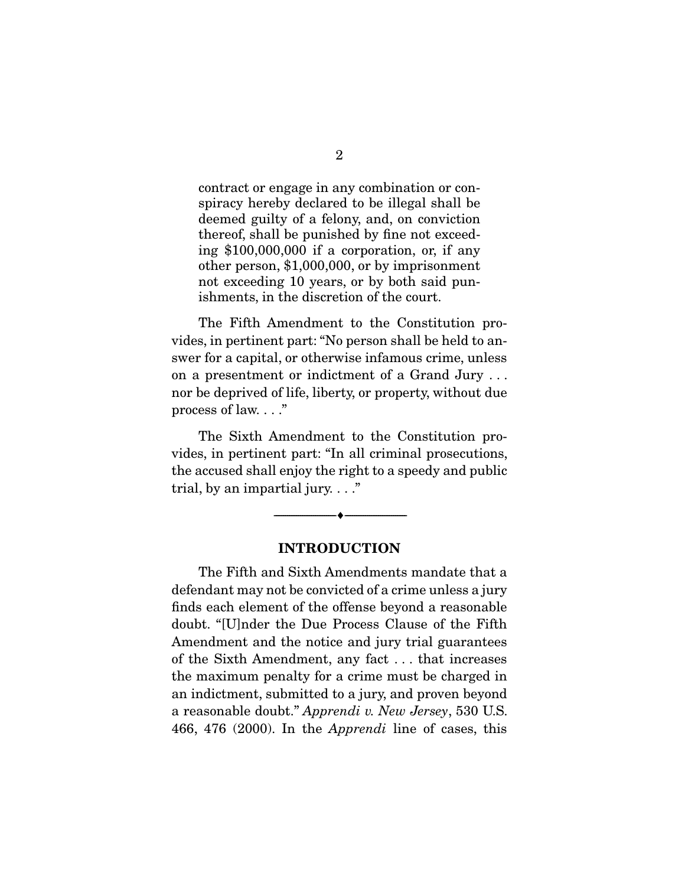> contract or engage in any combination or conspiracy hereby declared to be illegal shall be deemed guilty of a felony, and, on conviction thereof, shall be punished by fine not exceeding $100,000,000 if a corporation, or, if any other person, $1,000,000, or by imprisonment not exceeding 10 years, or by both said punishments, in the discretion of the court.

The Fifth Amendment to the Constitution provides, in pertinent part: "No person shall be held to answer for a capital, or otherwise infamous crime, unless on a presentment or indictment of a Grand Jury . . . nor be deprived of life, liberty, or property, without due process of law. . . ."

The Sixth Amendment to the Constitution provides, in pertinent part: "In all criminal prosecutions, the accused shall enjoy the right to a speedy and public trial, by an impartial jury. . . ."

---

## INTRODUCTION

The Fifth and Sixth Amendments mandate that a defendant may not be convicted of a crime unless a jury finds each element of the offense beyond a reasonable doubt. "[U]nder the Due Process Clause of the Fifth Amendment and the notice and jury trial guarantees of the Sixth Amendment, any fact . . . that increases the maximum penalty for a crime must be charged in an indictment, submitted to a jury, and proven beyond a reasonable doubt." *Apprendi v. New Jersey*, 530 U.S. 466, 476 (2000). In the *Apprendi* line of cases, this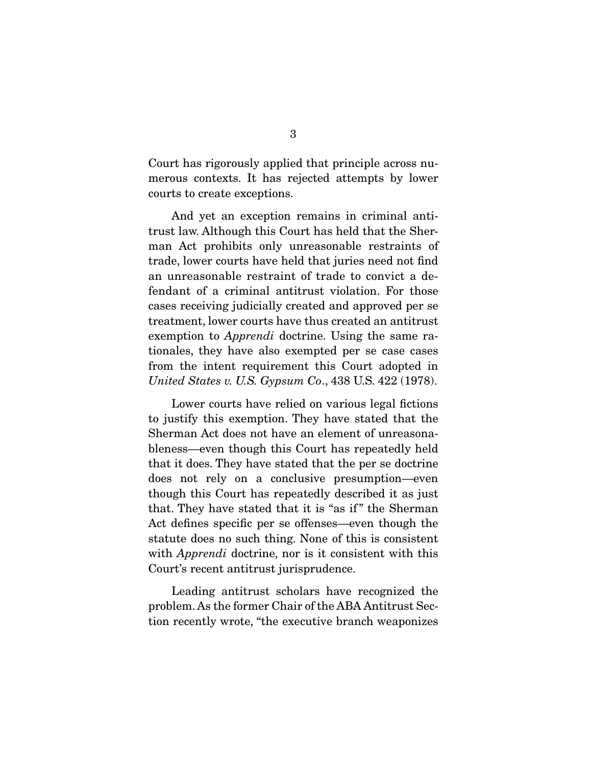Court has rigorously applied that principle across numerous contexts. It has rejected attempts by lower courts to create exceptions.

And yet an exception remains in criminal antitrust law. Although this Court has held that the Sherman Act prohibits only unreasonable restraints of trade, lower courts have held that juries need not find an unreasonable restraint of trade to convict a defendant of a criminal antitrust violation. For those cases receiving judicially created and approved per se treatment, lower courts have thus created an antitrust exemption to *Apprendi* doctrine. Using the same rationales, they have also exempted per se case cases from the intent requirement this Court adopted in *United States v. U.S. Gypsum Co*., 438 U.S. 422 (1978).

Lower courts have relied on various legal fictions to justify this exemption. They have stated that the Sherman Act does not have an element of unreasonableness—even though this Court has repeatedly held that it does. They have stated that the per se doctrine does not rely on a conclusive presumption—even though this Court has repeatedly described it as just that. They have stated that it is "as if" the Sherman Act defines specific per se offenses—even though the statute does no such thing. None of this is consistent with *Apprendi* doctrine, nor is it consistent with this Court's recent antitrust jurisprudence.

Leading antitrust scholars have recognized the problem. As the former Chair of the ABA Antitrust Section recently wrote, "the executive branch weaponizes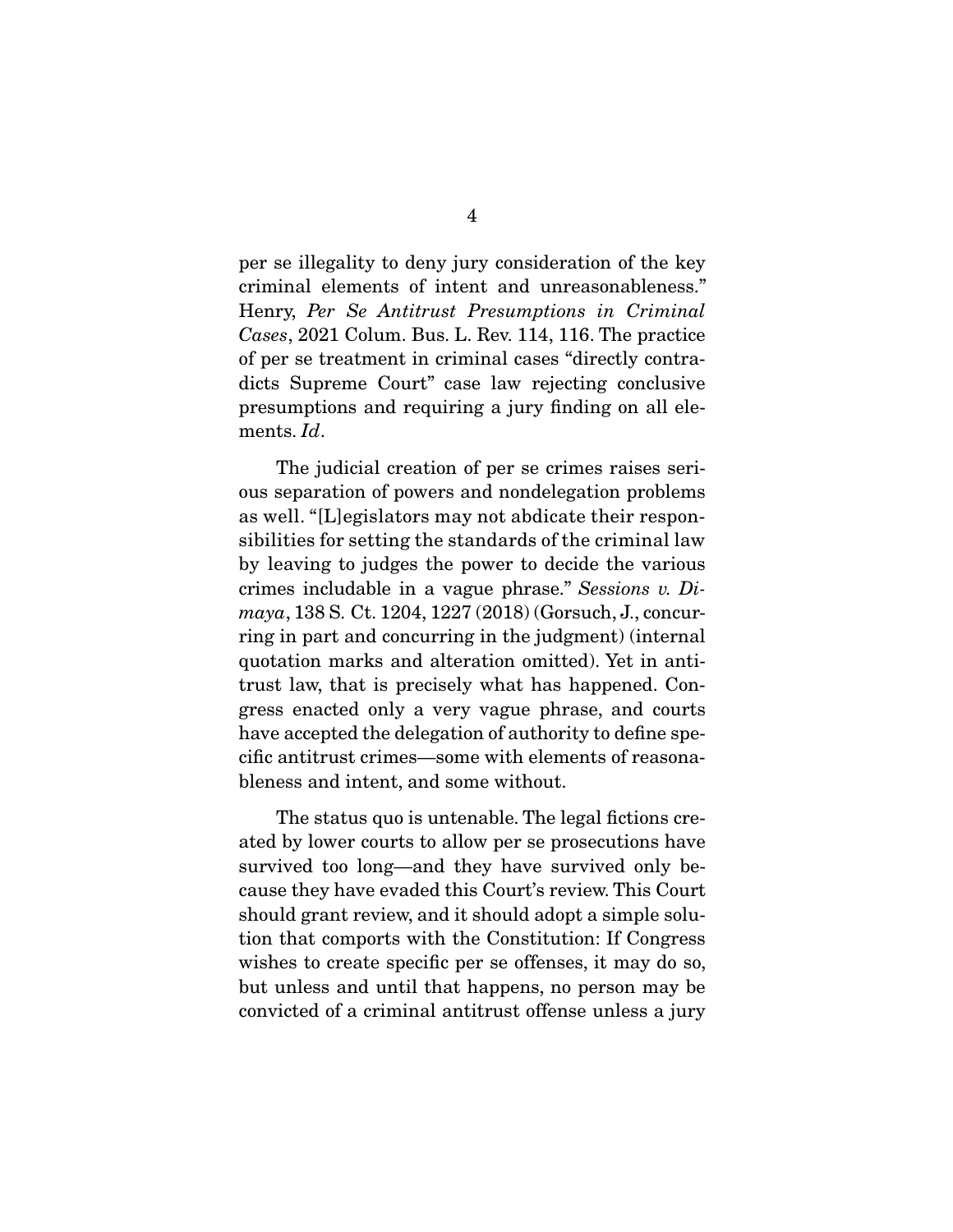per se illegality to deny jury consideration of the key criminal elements of intent and unreasonableness." Henry, *Per Se Antitrust Presumptions in Criminal Cases*, 2021 Colum. Bus. L. Rev. 114, 116. The practice of per se treatment in criminal cases "directly contradicts Supreme Court" case law rejecting conclusive presumptions and requiring a jury finding on all elements. *Id*.

The judicial creation of per se crimes raises serious separation of powers and nondelegation problems as well. "[L]egislators may not abdicate their responsibilities for setting the standards of the criminal law by leaving to judges the power to decide the various crimes includable in a vague phrase." *Sessions v. Dimaya*, 138 S. Ct. 1204, 1227 (2018) (Gorsuch, J., concurring in part and concurring in the judgment) (internal quotation marks and alteration omitted). Yet in antitrust law, that is precisely what has happened. Congress enacted only a very vague phrase, and courts have accepted the delegation of authority to define specific antitrust crimes—some with elements of reasonableness and intent, and some without.

The status quo is untenable. The legal fictions created by lower courts to allow per se prosecutions have survived too long—and they have survived only because they have evaded this Court's review. This Court should grant review, and it should adopt a simple solution that comports with the Constitution: If Congress wishes to create specific per se offenses, it may do so, but unless and until that happens, no person may be convicted of a criminal antitrust offense unless a jury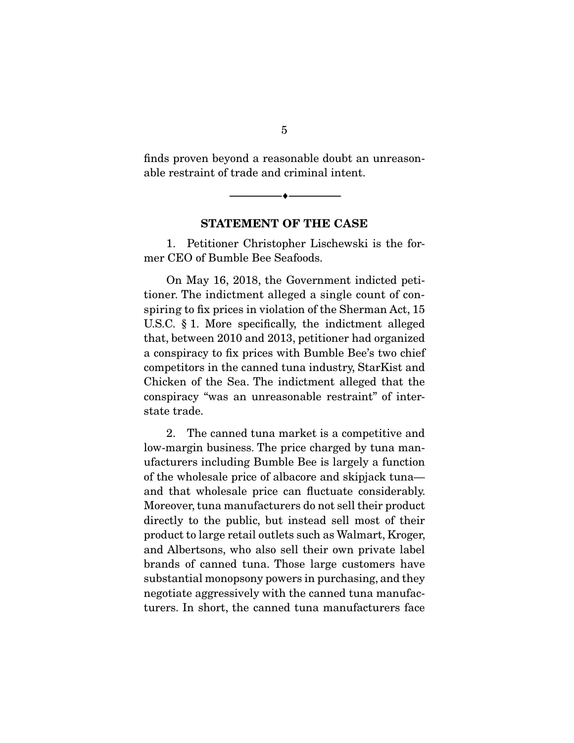finds proven beyond a reasonable doubt an unreasonable restraint of trade and criminal intent.

---

## STATEMENT OF THE CASE

1. Petitioner Christopher Lischewski is the former CEO of Bumble Bee Seafoods.

On May 16, 2018, the Government indicted petitioner. The indictment alleged a single count of conspiring to fix prices in violation of the Sherman Act, 15 U.S.C. § 1. More specifically, the indictment alleged that, between 2010 and 2013, petitioner had organized a conspiracy to fix prices with Bumble Bee's two chief competitors in the canned tuna industry, StarKist and Chicken of the Sea. The indictment alleged that the conspiracy "was an unreasonable restraint" of interstate trade.

2. The canned tuna market is a competitive and low-margin business. The price charged by tuna manufacturers including Bumble Bee is largely a function of the wholesale price of albacore and skipjack tuna—and that wholesale price can fluctuate considerably. Moreover, tuna manufacturers do not sell their product directly to the public, but instead sell most of their product to large retail outlets such as Walmart, Kroger, and Albertsons, who also sell their own private label brands of canned tuna. Those large customers have substantial monopsony powers in purchasing, and they negotiate aggressively with the canned tuna manufacturers. In short, the canned tuna manufacturers face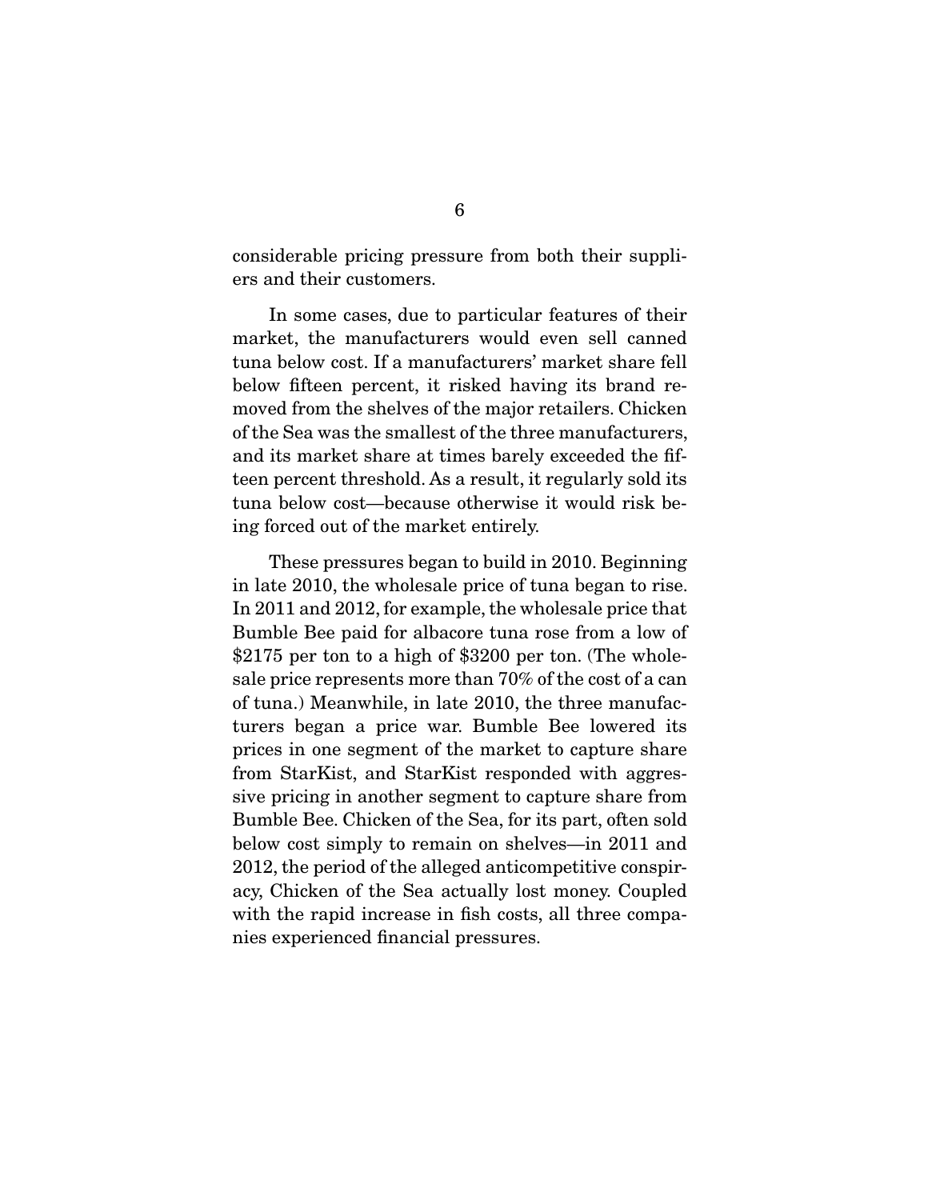considerable pricing pressure from both their suppliers and their customers.

In some cases, due to particular features of their market, the manufacturers would even sell canned tuna below cost. If a manufacturers' market share fell below fifteen percent, it risked having its brand removed from the shelves of the major retailers. Chicken of the Sea was the smallest of the three manufacturers, and its market share at times barely exceeded the fifteen percent threshold. As a result, it regularly sold its tuna below cost—because otherwise it would risk being forced out of the market entirely.

These pressures began to build in 2010. Beginning in late 2010, the wholesale price of tuna began to rise. In 2011 and 2012, for example, the wholesale price that Bumble Bee paid for albacore tuna rose from a low of \$2175 per ton to a high of \$3200 per ton. (The wholesale price represents more than 70% of the cost of a can of tuna.) Meanwhile, in late 2010, the three manufacturers began a price war. Bumble Bee lowered its prices in one segment of the market to capture share from StarKist, and StarKist responded with aggressive pricing in another segment to capture share from Bumble Bee. Chicken of the Sea, for its part, often sold below cost simply to remain on shelves—in 2011 and 2012, the period of the alleged anticompetitive conspiracy, Chicken of the Sea actually lost money. Coupled with the rapid increase in fish costs, all three companies experienced financial pressures.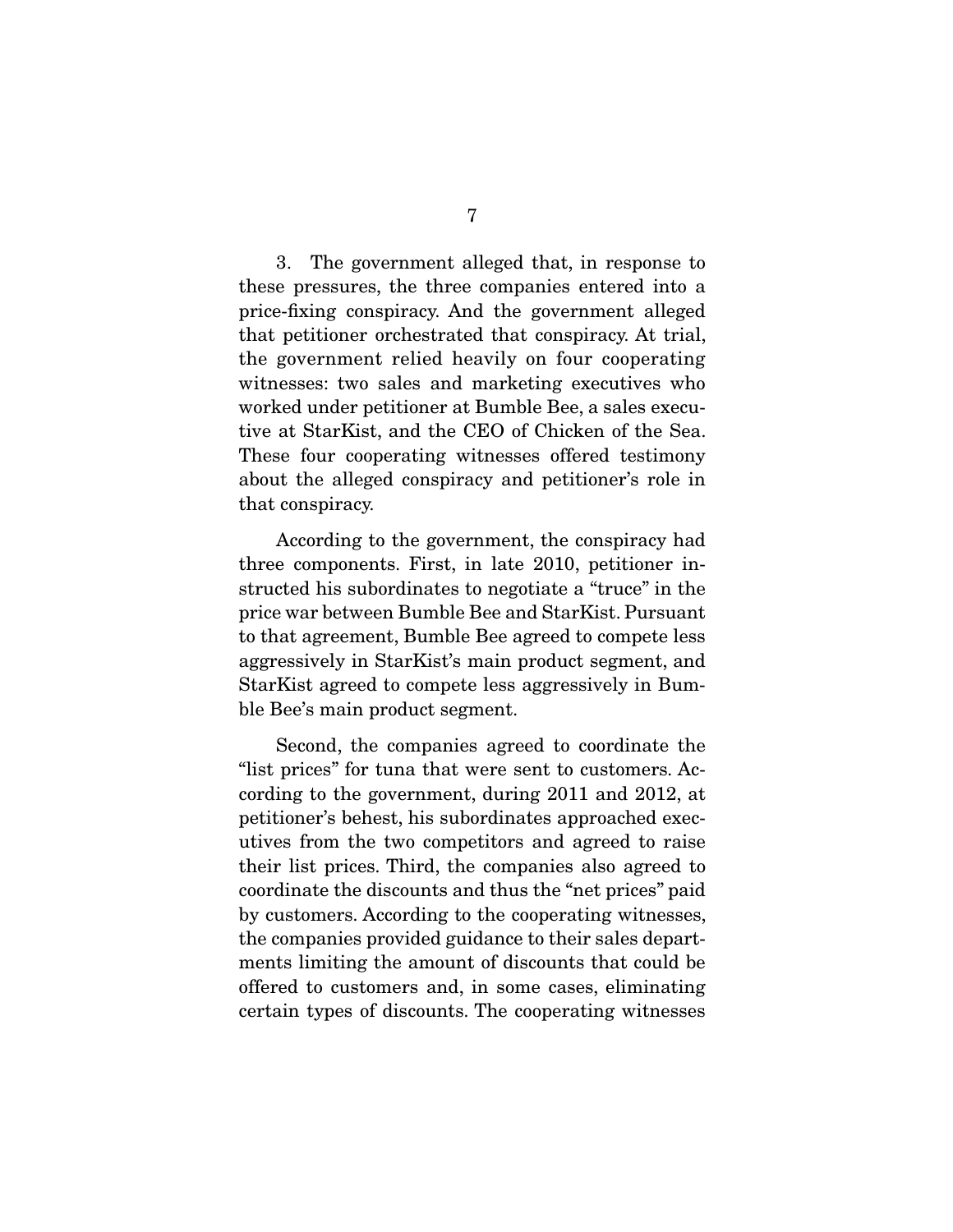3. The government alleged that, in response to these pressures, the three companies entered into a price-fixing conspiracy. And the government alleged that petitioner orchestrated that conspiracy. At trial, the government relied heavily on four cooperating witnesses: two sales and marketing executives who worked under petitioner at Bumble Bee, a sales executive at StarKist, and the CEO of Chicken of the Sea. These four cooperating witnesses offered testimony about the alleged conspiracy and petitioner's role in that conspiracy.

According to the government, the conspiracy had three components. First, in late 2010, petitioner instructed his subordinates to negotiate a "truce" in the price war between Bumble Bee and StarKist. Pursuant to that agreement, Bumble Bee agreed to compete less aggressively in StarKist's main product segment, and StarKist agreed to compete less aggressively in Bumble Bee's main product segment.

Second, the companies agreed to coordinate the "list prices" for tuna that were sent to customers. According to the government, during 2011 and 2012, at petitioner's behest, his subordinates approached executives from the two competitors and agreed to raise their list prices. Third, the companies also agreed to coordinate the discounts and thus the "net prices" paid by customers. According to the cooperating witnesses, the companies provided guidance to their sales departments limiting the amount of discounts that could be offered to customers and, in some cases, eliminating certain types of discounts. The cooperating witnesses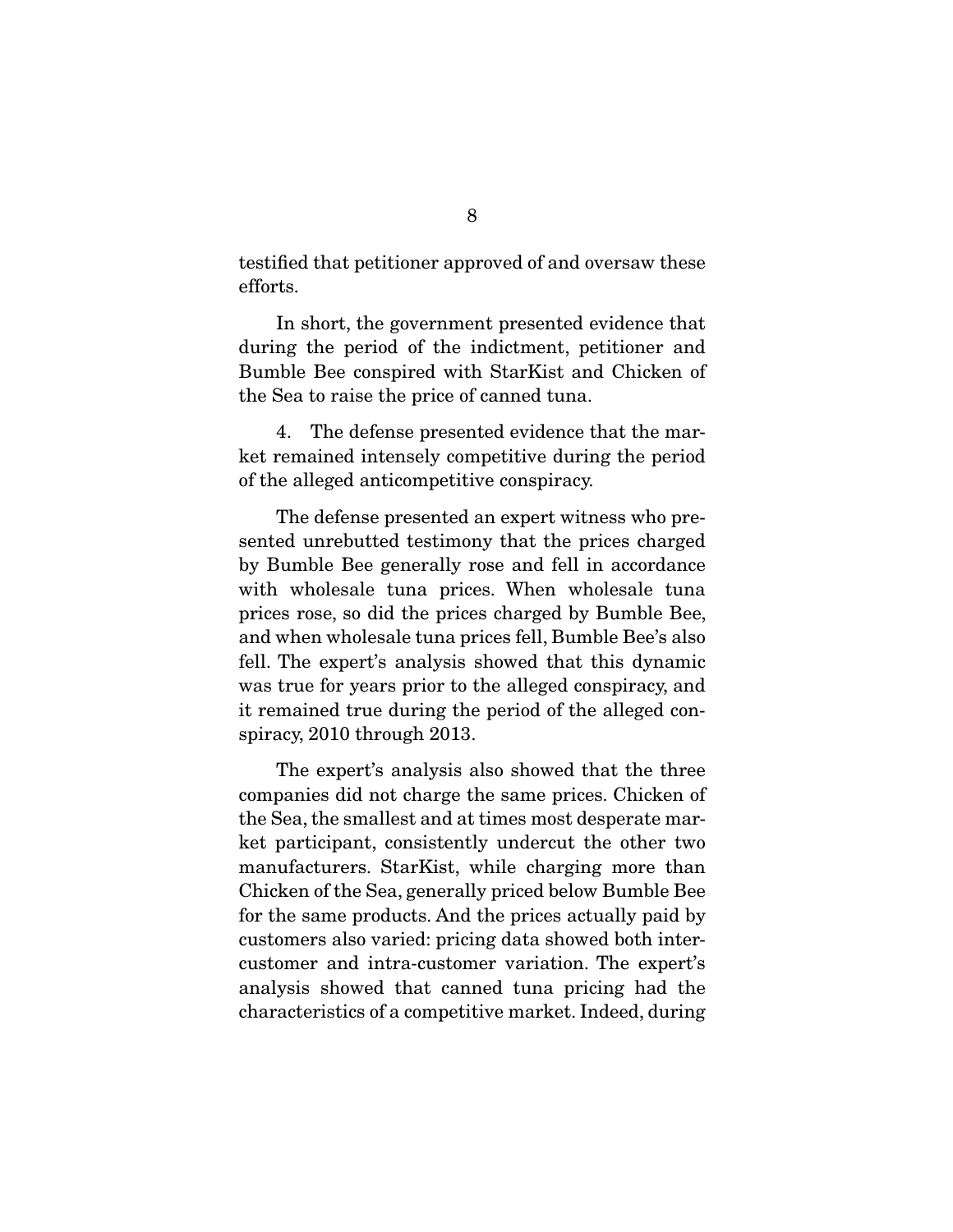testified that petitioner approved of and oversaw these efforts.

In short, the government presented evidence that during the period of the indictment, petitioner and Bumble Bee conspired with StarKist and Chicken of the Sea to raise the price of canned tuna.

4. The defense presented evidence that the market remained intensely competitive during the period of the alleged anticompetitive conspiracy.

The defense presented an expert witness who presented unrebutted testimony that the prices charged by Bumble Bee generally rose and fell in accordance with wholesale tuna prices. When wholesale tuna prices rose, so did the prices charged by Bumble Bee, and when wholesale tuna prices fell, Bumble Bee's also fell. The expert's analysis showed that this dynamic was true for years prior to the alleged conspiracy, and it remained true during the period of the alleged conspiracy, 2010 through 2013.

The expert's analysis also showed that the three companies did not charge the same prices. Chicken of the Sea, the smallest and at times most desperate market participant, consistently undercut the other two manufacturers. StarKist, while charging more than Chicken of the Sea, generally priced below Bumble Bee for the same products. And the prices actually paid by customers also varied: pricing data showed both intercustomer and intra-customer variation. The expert's analysis showed that canned tuna pricing had the characteristics of a competitive market. Indeed, during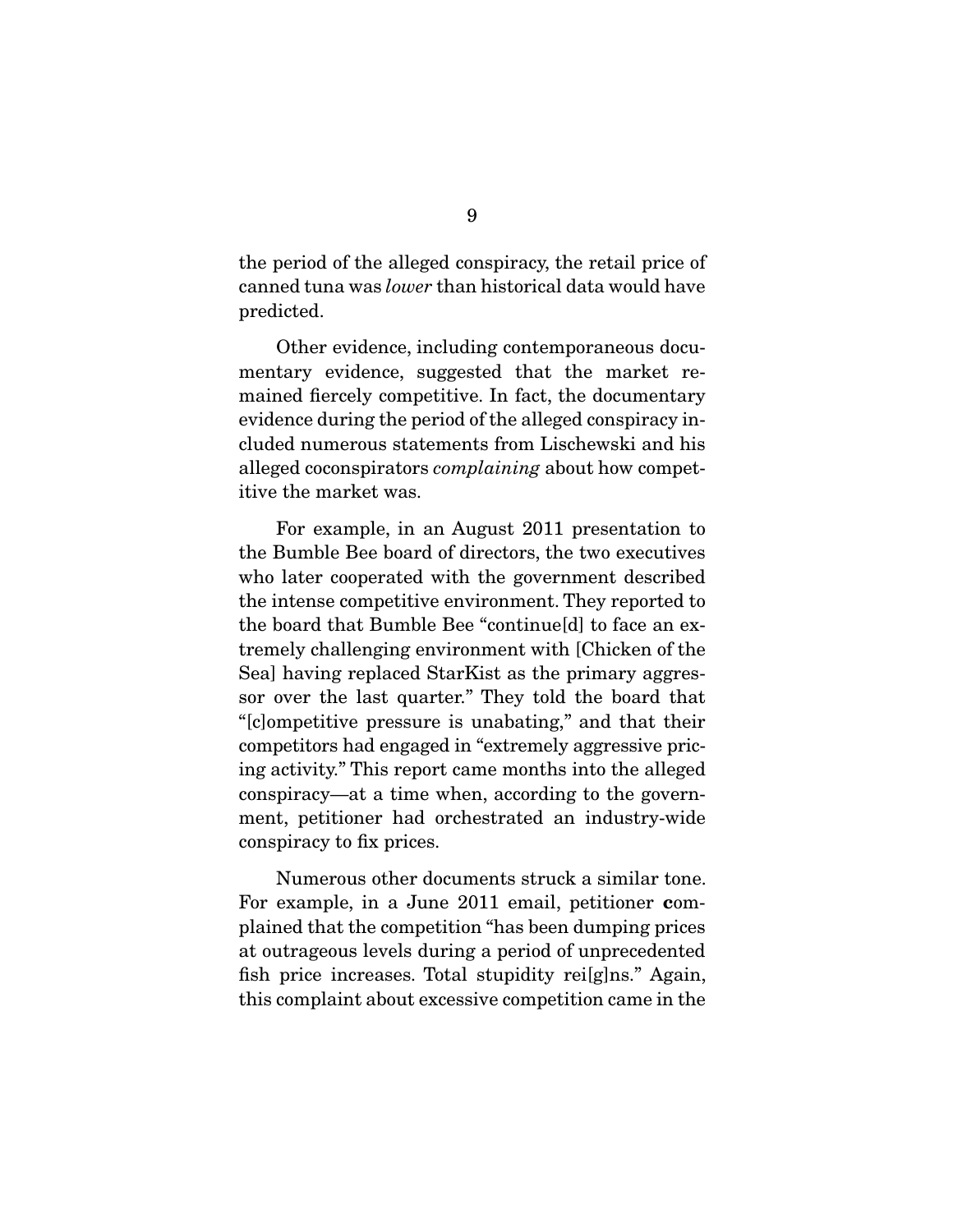the period of the alleged conspiracy, the retail price of canned tuna was *lower* than historical data would have predicted.

Other evidence, including contemporaneous documentary evidence, suggested that the market remained fiercely competitive. In fact, the documentary evidence during the period of the alleged conspiracy included numerous statements from Lischewski and his alleged coconspirators *complaining* about how competitive the market was.

For example, in an August 2011 presentation to the Bumble Bee board of directors, the two executives who later cooperated with the government described the intense competitive environment. They reported to the board that Bumble Bee "continue[d] to face an extremely challenging environment with [Chicken of the Sea] having replaced StarKist as the primary aggressor over the last quarter." They told the board that "[c]ompetitive pressure is unabating," and that their competitors had engaged in "extremely aggressive pricing activity." This report came months into the alleged conspiracy—at a time when, according to the government, petitioner had orchestrated an industry-wide conspiracy to fix prices.

Numerous other documents struck a similar tone. For example, in a June 2011 email, petitioner **c**omplained that the competition "has been dumping prices at outrageous levels during a period of unprecedented fish price increases. Total stupidity rei[g]ns." Again, this complaint about excessive competition came in the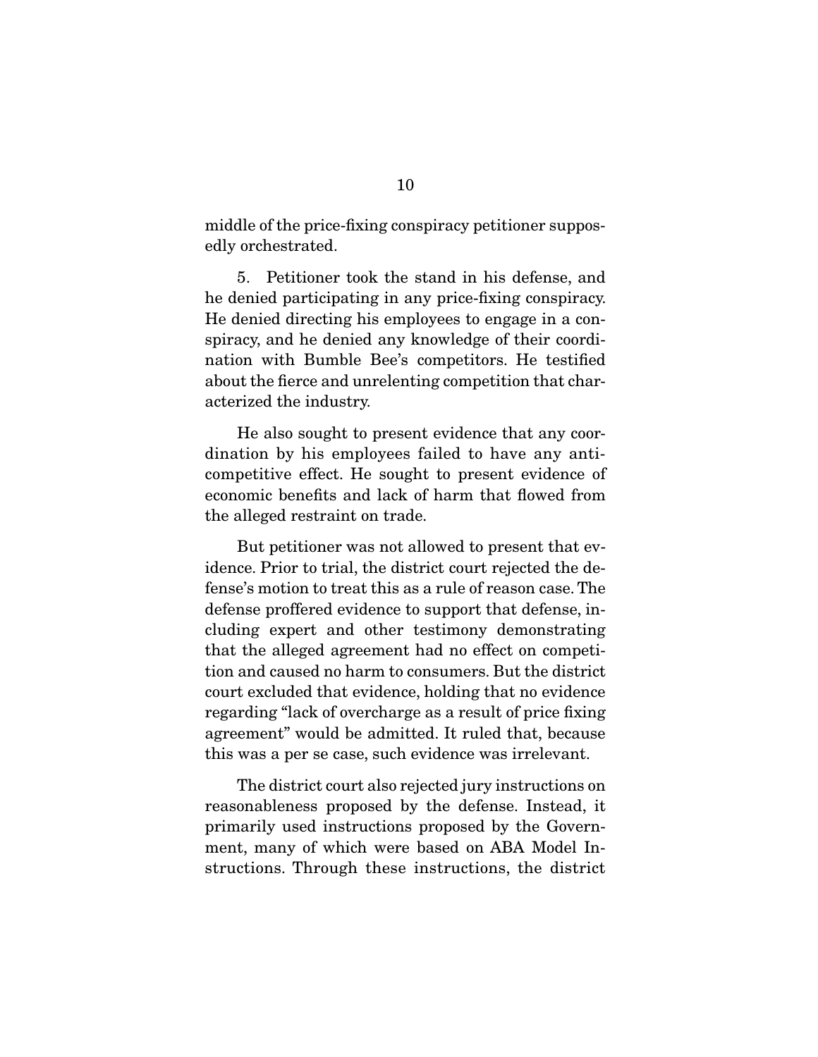middle of the price-fixing conspiracy petitioner supposedly orchestrated.

5. Petitioner took the stand in his defense, and he denied participating in any price-fixing conspiracy. He denied directing his employees to engage in a conspiracy, and he denied any knowledge of their coordination with Bumble Bee's competitors. He testified about the fierce and unrelenting competition that characterized the industry.

He also sought to present evidence that any coordination by his employees failed to have any anticompetitive effect. He sought to present evidence of economic benefits and lack of harm that flowed from the alleged restraint on trade.

But petitioner was not allowed to present that evidence. Prior to trial, the district court rejected the defense's motion to treat this as a rule of reason case. The defense proffered evidence to support that defense, including expert and other testimony demonstrating that the alleged agreement had no effect on competition and caused no harm to consumers. But the district court excluded that evidence, holding that no evidence regarding "lack of overcharge as a result of price fixing agreement" would be admitted. It ruled that, because this was a per se case, such evidence was irrelevant.

The district court also rejected jury instructions on reasonableness proposed by the defense. Instead, it primarily used instructions proposed by the Government, many of which were based on ABA Model Instructions. Through these instructions, the district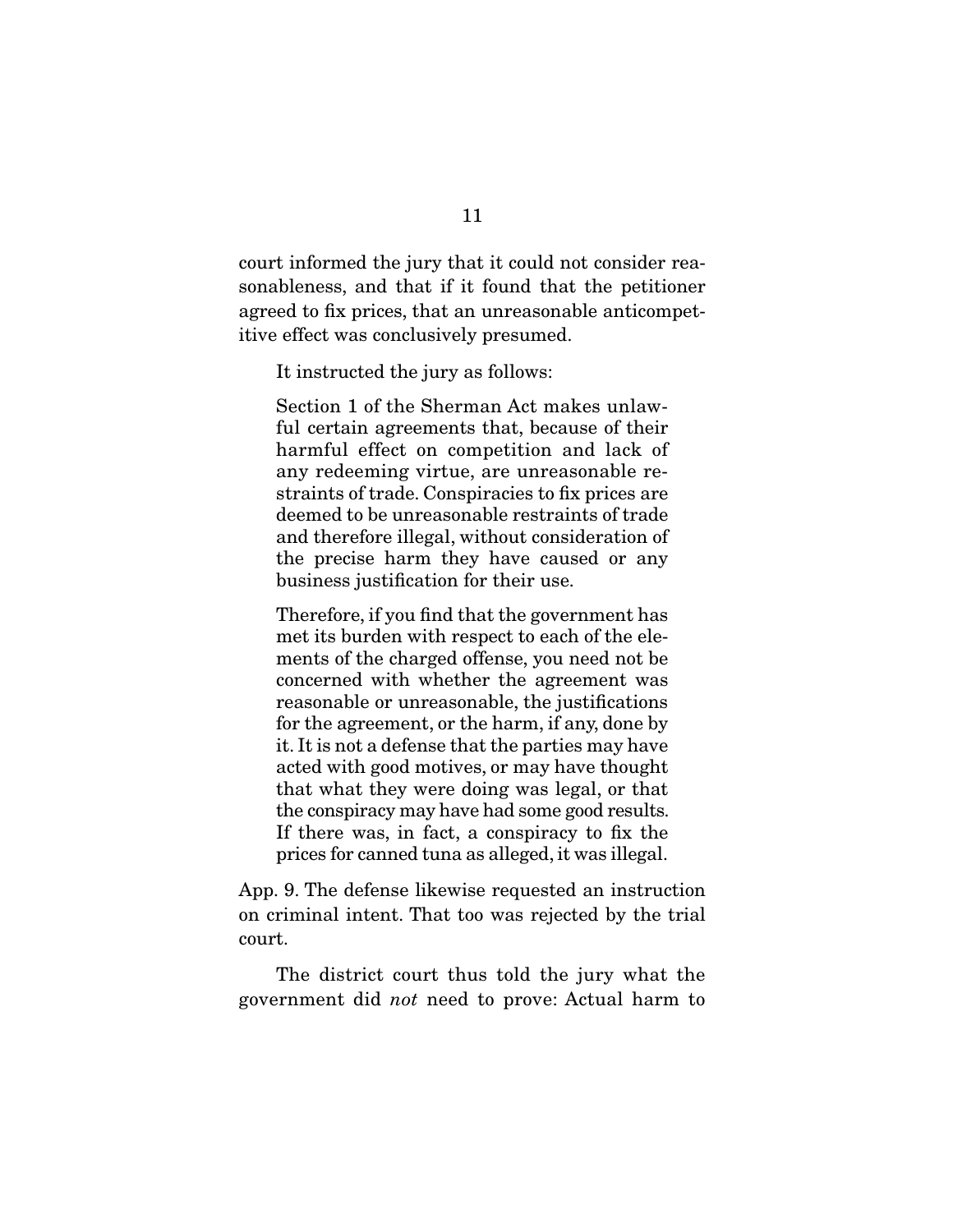court informed the jury that it could not consider reasonableness, and that if it found that the petitioner agreed to fix prices, that an unreasonable anticompetitive effect was conclusively presumed.

It instructed the jury as follows:

> Section 1 of the Sherman Act makes unlawful certain agreements that, because of their harmful effect on competition and lack of any redeeming virtue, are unreasonable restraints of trade. Conspiracies to fix prices are deemed to be unreasonable restraints of trade and therefore illegal, without consideration of the precise harm they have caused or any business justification for their use.
>
> Therefore, if you find that the government has met its burden with respect to each of the elements of the charged offense, you need not be concerned with whether the agreement was reasonable or unreasonable, the justifications for the agreement, or the harm, if any, done by it. It is not a defense that the parties may have acted with good motives, or may have thought that what they were doing was legal, or that the conspiracy may have had some good results. If there was, in fact, a conspiracy to fix the prices for canned tuna as alleged, it was illegal.

App. 9. The defense likewise requested an instruction on criminal intent. That too was rejected by the trial court.

The district court thus told the jury what the government did *not* need to prove: Actual harm to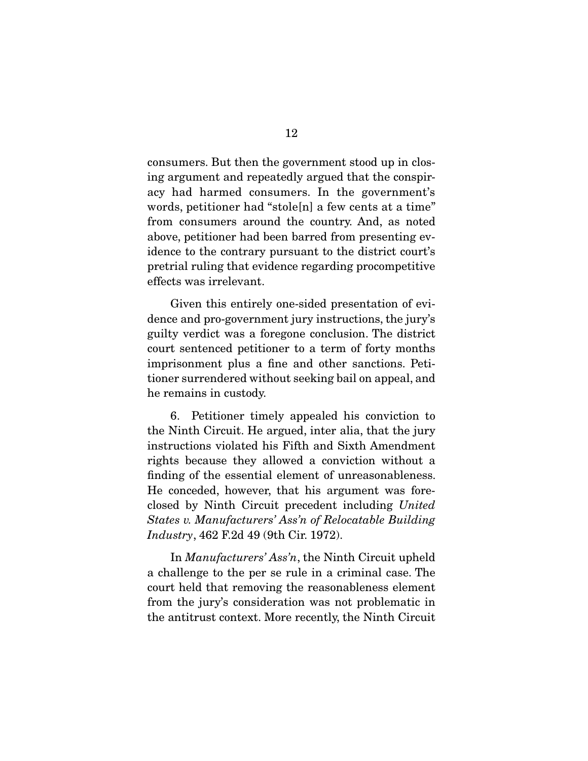consumers. But then the government stood up in closing argument and repeatedly argued that the conspiracy had harmed consumers. In the government's words, petitioner had "stole[n] a few cents at a time" from consumers around the country. And, as noted above, petitioner had been barred from presenting evidence to the contrary pursuant to the district court's pretrial ruling that evidence regarding procompetitive effects was irrelevant.

Given this entirely one-sided presentation of evidence and pro-government jury instructions, the jury's guilty verdict was a foregone conclusion. The district court sentenced petitioner to a term of forty months imprisonment plus a fine and other sanctions. Petitioner surrendered without seeking bail on appeal, and he remains in custody.

6. Petitioner timely appealed his conviction to the Ninth Circuit. He argued, inter alia, that the jury instructions violated his Fifth and Sixth Amendment rights because they allowed a conviction without a finding of the essential element of unreasonableness. He conceded, however, that his argument was foreclosed by Ninth Circuit precedent including *United States v. Manufacturers' Ass'n of Relocatable Building Industry*, 462 F.2d 49 (9th Cir. 1972).

In *Manufacturers' Ass'n*, the Ninth Circuit upheld a challenge to the per se rule in a criminal case. The court held that removing the reasonableness element from the jury's consideration was not problematic in the antitrust context. More recently, the Ninth Circuit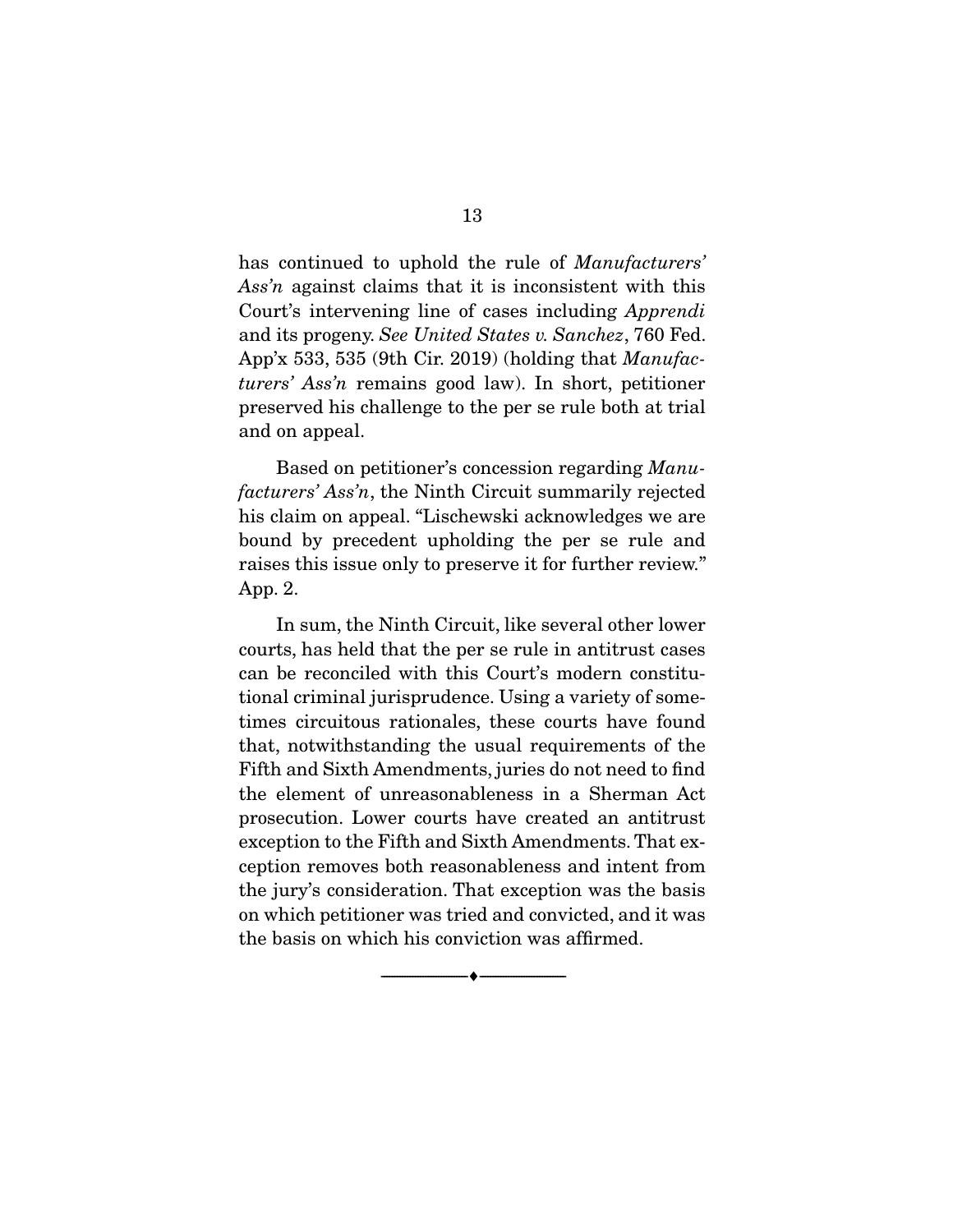has continued to uphold the rule of *Manufacturers' Ass'n* against claims that it is inconsistent with this Court's intervening line of cases including *Apprendi* and its progeny. *See United States v. Sanchez*, 760 Fed. App'x 533, 535 (9th Cir. 2019) (holding that *Manufacturers' Ass'n* remains good law). In short, petitioner preserved his challenge to the per se rule both at trial and on appeal.

Based on petitioner's concession regarding *Manufacturers' Ass'n*, the Ninth Circuit summarily rejected his claim on appeal. "Lischewski acknowledges we are bound by precedent upholding the per se rule and raises this issue only to preserve it for further review." App. 2.

In sum, the Ninth Circuit, like several other lower courts, has held that the per se rule in antitrust cases can be reconciled with this Court's modern constitutional criminal jurisprudence. Using a variety of sometimes circuitous rationales, these courts have found that, notwithstanding the usual requirements of the Fifth and Sixth Amendments, juries do not need to find the element of unreasonableness in a Sherman Act prosecution. Lower courts have created an antitrust exception to the Fifth and Sixth Amendments. That exception removes both reasonableness and intent from the jury's consideration. That exception was the basis on which petitioner was tried and convicted, and it was the basis on which his conviction was affirmed.

---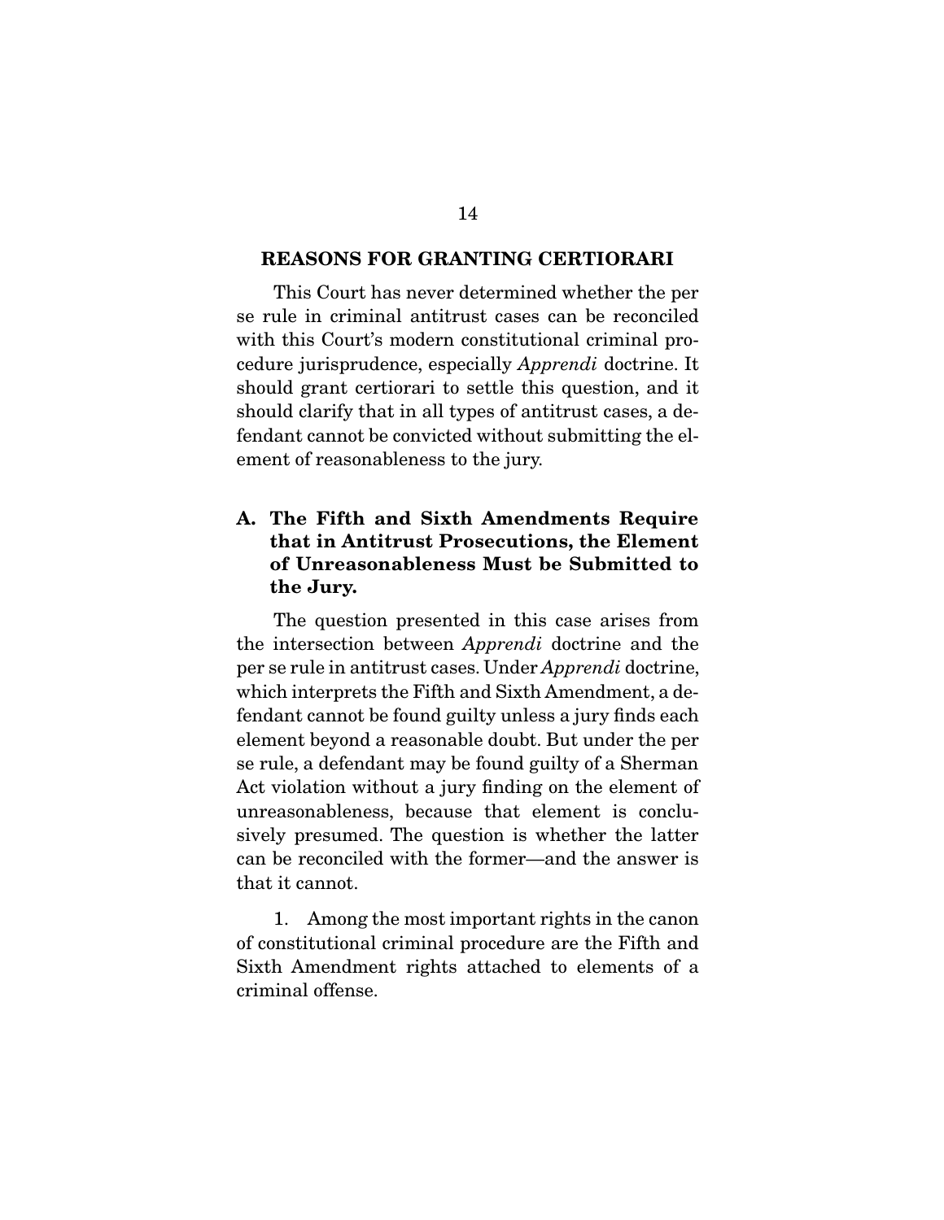## REASONS FOR GRANTING CERTIORARI

This Court has never determined whether the per se rule in criminal antitrust cases can be reconciled with this Court's modern constitutional criminal procedure jurisprudence, especially *Apprendi* doctrine. It should grant certiorari to settle this question, and it should clarify that in all types of antitrust cases, a defendant cannot be convicted without submitting the element of reasonableness to the jury.

### A. The Fifth and Sixth Amendments Require that in Antitrust Prosecutions, the Element of Unreasonableness Must be Submitted to the Jury.

The question presented in this case arises from the intersection between *Apprendi* doctrine and the per se rule in antitrust cases. Under *Apprendi* doctrine, which interprets the Fifth and Sixth Amendment, a defendant cannot be found guilty unless a jury finds each element beyond a reasonable doubt. But under the per se rule, a defendant may be found guilty of a Sherman Act violation without a jury finding on the element of unreasonableness, because that element is conclusively presumed. The question is whether the latter can be reconciled with the former—and the answer is that it cannot.

1. Among the most important rights in the canon of constitutional criminal procedure are the Fifth and Sixth Amendment rights attached to elements of a criminal offense.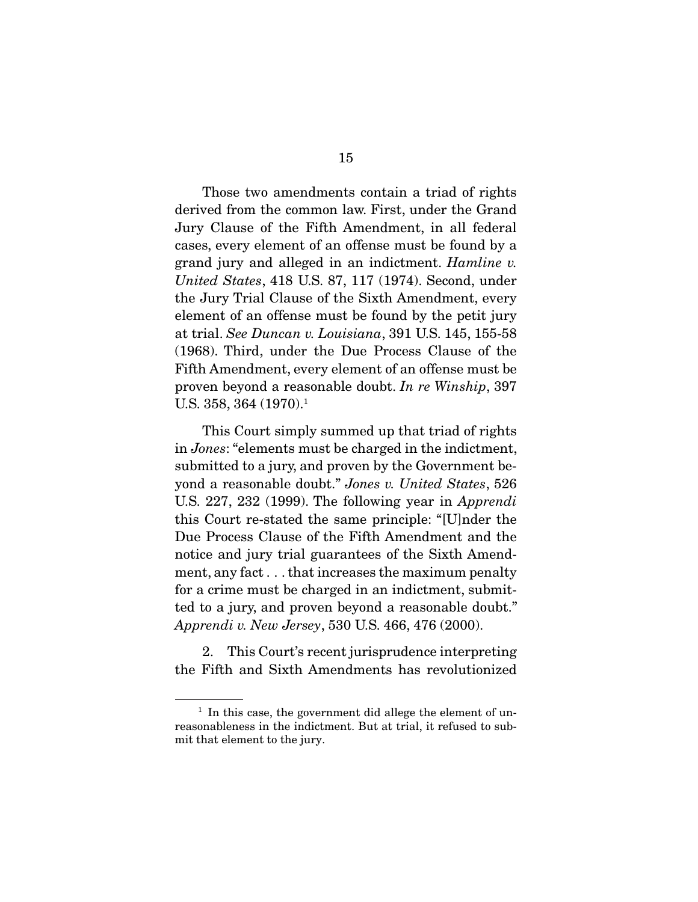Those two amendments contain a triad of rights derived from the common law. First, under the Grand Jury Clause of the Fifth Amendment, in all federal cases, every element of an offense must be found by a grand jury and alleged in an indictment. *Hamline v. United States*, 418 U.S. 87, 117 (1974). Second, under the Jury Trial Clause of the Sixth Amendment, every element of an offense must be found by the petit jury at trial. *See Duncan v. Louisiana*, 391 U.S. 145, 155-58 (1968). Third, under the Due Process Clause of the Fifth Amendment, every element of an offense must be proven beyond a reasonable doubt. *In re Winship*, 397 U.S. 358, 364 (1970).[1]

This Court simply summed up that triad of rights in *Jones*: "elements must be charged in the indictment, submitted to a jury, and proven by the Government beyond a reasonable doubt." *Jones v. United States*, 526 U.S. 227, 232 (1999). The following year in *Apprendi* this Court re-stated the same principle: "[U]nder the Due Process Clause of the Fifth Amendment and the notice and jury trial guarantees of the Sixth Amendment, any fact . . . that increases the maximum penalty for a crime must be charged in an indictment, submitted to a jury, and proven beyond a reasonable doubt." *Apprendi v. New Jersey*, 530 U.S. 466, 476 (2000).

2. This Court's recent jurisprudence interpreting the Fifth and Sixth Amendments has revolutionized

---

[1] In this case, the government did allege the element of unreasonableness in the indictment. But at trial, it refused to submit that element to the jury.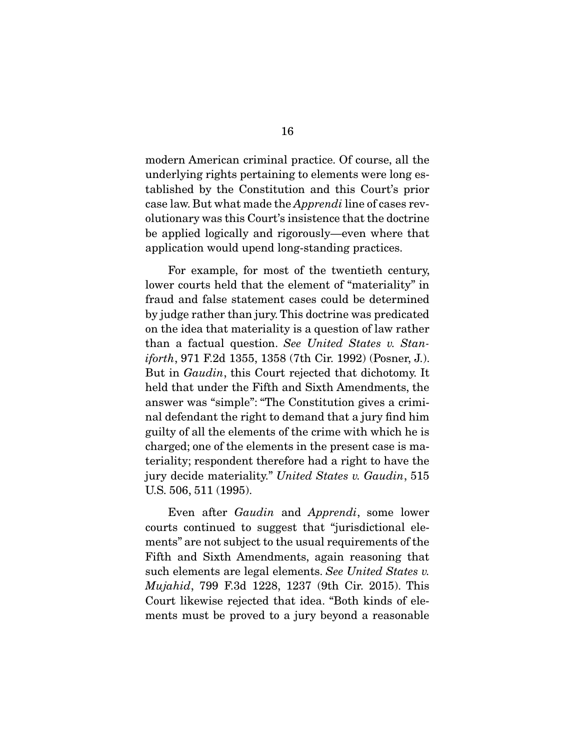modern American criminal practice. Of course, all the underlying rights pertaining to elements were long established by the Constitution and this Court's prior case law. But what made the *Apprendi* line of cases revolutionary was this Court's insistence that the doctrine be applied logically and rigorously—even where that application would upend long-standing practices.

For example, for most of the twentieth century, lower courts held that the element of "materiality" in fraud and false statement cases could be determined by judge rather than jury. This doctrine was predicated on the idea that materiality is a question of law rather than a factual question. *See United States v. Staniforth*, 971 F.2d 1355, 1358 (7th Cir. 1992) (Posner, J.). But in *Gaudin*, this Court rejected that dichotomy. It held that under the Fifth and Sixth Amendments, the answer was "simple": "The Constitution gives a criminal defendant the right to demand that a jury find him guilty of all the elements of the crime with which he is charged; one of the elements in the present case is materiality; respondent therefore had a right to have the jury decide materiality." *United States v. Gaudin*, 515 U.S. 506, 511 (1995).

Even after *Gaudin* and *Apprendi*, some lower courts continued to suggest that "jurisdictional elements" are not subject to the usual requirements of the Fifth and Sixth Amendments, again reasoning that such elements are legal elements. *See United States v. Mujahid*, 799 F.3d 1228, 1237 (9th Cir. 2015). This Court likewise rejected that idea. "Both kinds of elements must be proved to a jury beyond a reasonable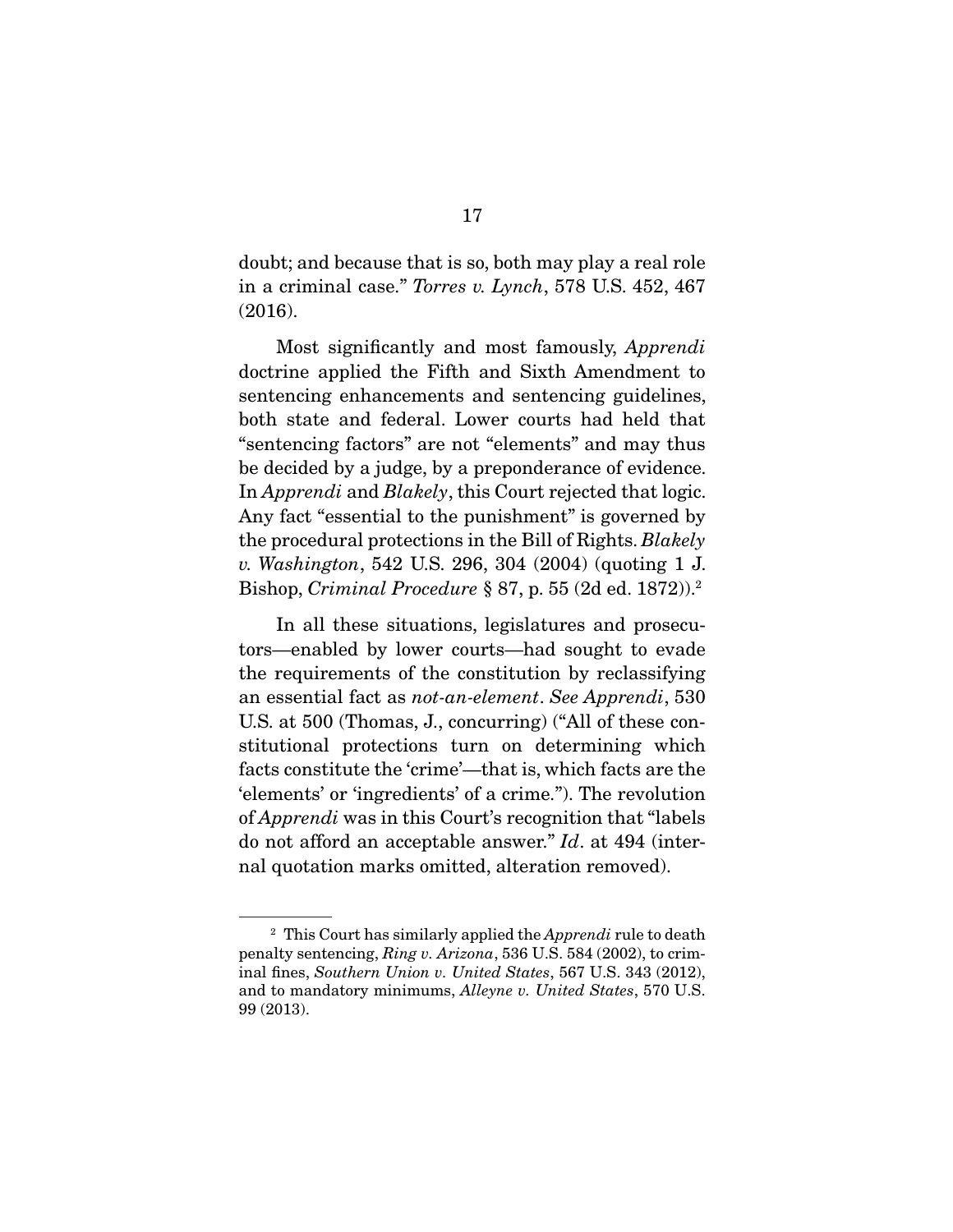doubt; and because that is so, both may play a real role in a criminal case." *Torres v. Lynch*, 578 U.S. 452, 467 (2016).

Most significantly and most famously, *Apprendi* doctrine applied the Fifth and Sixth Amendment to sentencing enhancements and sentencing guidelines, both state and federal. Lower courts had held that "sentencing factors" are not "elements" and may thus be decided by a judge, by a preponderance of evidence. In *Apprendi* and *Blakely*, this Court rejected that logic. Any fact "essential to the punishment" is governed by the procedural protections in the Bill of Rights. *Blakely v. Washington*, 542 U.S. 296, 304 (2004) (quoting 1 J. Bishop, *Criminal Procedure* § 87, p. 55 (2d ed. 1872)).[2]

In all these situations, legislatures and prosecutors—enabled by lower courts—had sought to evade the requirements of the constitution by reclassifying an essential fact as *not-an-element*. *See Apprendi*, 530 U.S. at 500 (Thomas, J., concurring) ("All of these constitutional protections turn on determining which facts constitute the 'crime'—that is, which facts are the 'elements' or 'ingredients' of a crime."). The revolution of *Apprendi* was in this Court's recognition that "labels do not afford an acceptable answer." *Id*. at 494 (internal quotation marks omitted, alteration removed).

---

[2] This Court has similarly applied the *Apprendi* rule to death penalty sentencing, *Ring v. Arizona*, 536 U.S. 584 (2002), to criminal fines, *Southern Union v. United States*, 567 U.S. 343 (2012), and to mandatory minimums, *Alleyne v. United States*, 570 U.S. 99 (2013).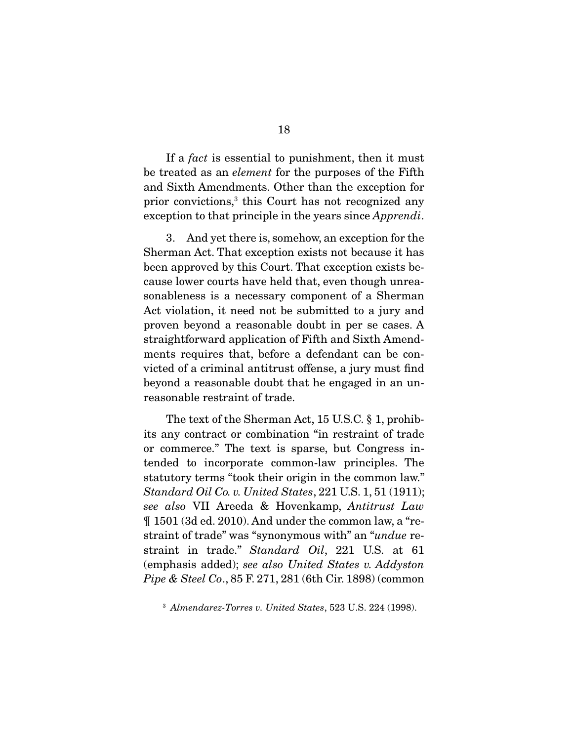If a *fact* is essential to punishment, then it must be treated as an *element* for the purposes of the Fifth and Sixth Amendments. Other than the exception for prior convictions,[3] this Court has not recognized any exception to that principle in the years since *Apprendi*.

3. And yet there is, somehow, an exception for the Sherman Act. That exception exists not because it has been approved by this Court. That exception exists because lower courts have held that, even though unreasonableness is a necessary component of a Sherman Act violation, it need not be submitted to a jury and proven beyond a reasonable doubt in per se cases. A straightforward application of Fifth and Sixth Amendments requires that, before a defendant can be convicted of a criminal antitrust offense, a jury must find beyond a reasonable doubt that he engaged in an unreasonable restraint of trade.

The text of the Sherman Act, 15 U.S.C. § 1, prohibits any contract or combination "in restraint of trade or commerce." The text is sparse, but Congress intended to incorporate common-law principles. The statutory terms "took their origin in the common law." *Standard Oil Co. v. United States*, 221 U.S. 1, 51 (1911); *see also* VII Areeda & Hovenkamp, *Antitrust Law* ¶ 1501 (3d ed. 2010). And under the common law, a "restraint of trade" was "synonymous with" an "*undue* restraint in trade." *Standard Oil*, 221 U.S. at 61 (emphasis added); *see also United States v. Addyston Pipe & Steel Co*., 85 F. 271, 281 (6th Cir. 1898) (common

[3] *Almendarez-Torres v. United States*, 523 U.S. 224 (1998).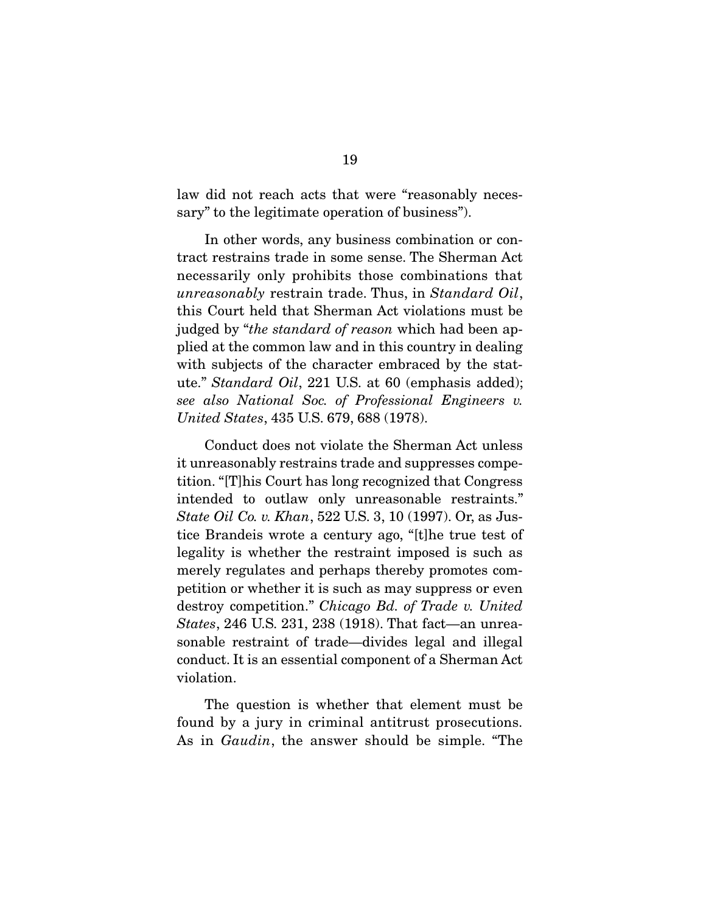law did not reach acts that were "reasonably necessary" to the legitimate operation of business").

In other words, any business combination or contract restrains trade in some sense. The Sherman Act necessarily only prohibits those combinations that *unreasonably* restrain trade. Thus, in *Standard Oil*, this Court held that Sherman Act violations must be judged by "*the standard of reason* which had been applied at the common law and in this country in dealing with subjects of the character embraced by the statute." *Standard Oil*, 221 U.S. at 60 (emphasis added); *see also National Soc. of Professional Engineers v. United States*, 435 U.S. 679, 688 (1978).

Conduct does not violate the Sherman Act unless it unreasonably restrains trade and suppresses competition. "[T]his Court has long recognized that Congress intended to outlaw only unreasonable restraints." *State Oil Co. v. Khan*, 522 U.S. 3, 10 (1997). Or, as Justice Brandeis wrote a century ago, "[t]he true test of legality is whether the restraint imposed is such as merely regulates and perhaps thereby promotes competition or whether it is such as may suppress or even destroy competition." *Chicago Bd. of Trade v. United States*, 246 U.S. 231, 238 (1918). That fact—an unreasonable restraint of trade—divides legal and illegal conduct. It is an essential component of a Sherman Act violation.

The question is whether that element must be found by a jury in criminal antitrust prosecutions. As in *Gaudin*, the answer should be simple. "The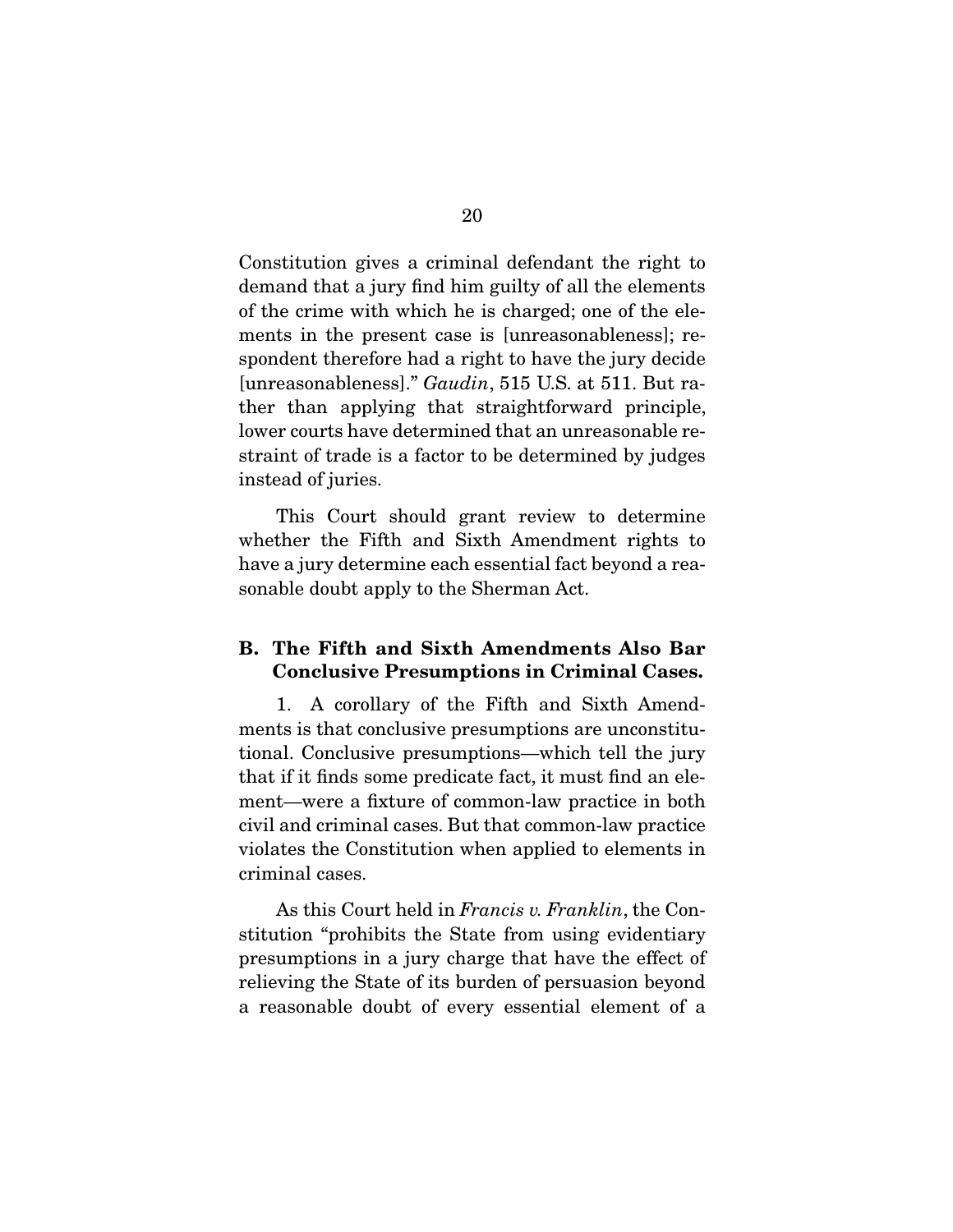Constitution gives a criminal defendant the right to demand that a jury find him guilty of all the elements of the crime with which he is charged; one of the elements in the present case is [unreasonableness]; respondent therefore had a right to have the jury decide [unreasonableness]." *Gaudin*, 515 U.S. at 511. But rather than applying that straightforward principle, lower courts have determined that an unreasonable restraint of trade is a factor to be determined by judges instead of juries.

This Court should grant review to determine whether the Fifth and Sixth Amendment rights to have a jury determine each essential fact beyond a reasonable doubt apply to the Sherman Act.

### B. The Fifth and Sixth Amendments Also Bar Conclusive Presumptions in Criminal Cases.

1. A corollary of the Fifth and Sixth Amendments is that conclusive presumptions are unconstitutional. Conclusive presumptions—which tell the jury that if it finds some predicate fact, it must find an element—were a fixture of common-law practice in both civil and criminal cases. But that common-law practice violates the Constitution when applied to elements in criminal cases.

As this Court held in *Francis v. Franklin*, the Constitution "prohibits the State from using evidentiary presumptions in a jury charge that have the effect of relieving the State of its burden of persuasion beyond a reasonable doubt of every essential element of a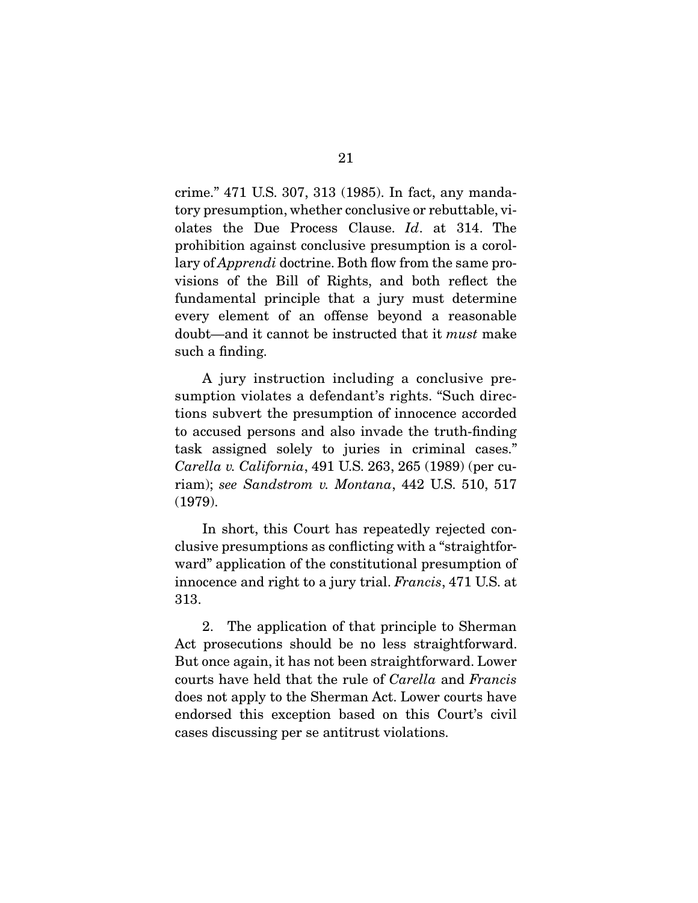crime." 471 U.S. 307, 313 (1985). In fact, any mandatory presumption, whether conclusive or rebuttable, violates the Due Process Clause. *Id*. at 314. The prohibition against conclusive presumption is a corollary of *Apprendi* doctrine. Both flow from the same provisions of the Bill of Rights, and both reflect the fundamental principle that a jury must determine every element of an offense beyond a reasonable doubt—and it cannot be instructed that it *must* make such a finding.

A jury instruction including a conclusive presumption violates a defendant's rights. "Such directions subvert the presumption of innocence accorded to accused persons and also invade the truth-finding task assigned solely to juries in criminal cases." *Carella v. California*, 491 U.S. 263, 265 (1989) (per curiam); *see Sandstrom v. Montana*, 442 U.S. 510, 517 (1979).

In short, this Court has repeatedly rejected conclusive presumptions as conflicting with a "straightforward" application of the constitutional presumption of innocence and right to a jury trial. *Francis*, 471 U.S. at 313.

2. The application of that principle to Sherman Act prosecutions should be no less straightforward. But once again, it has not been straightforward. Lower courts have held that the rule of *Carella* and *Francis* does not apply to the Sherman Act. Lower courts have endorsed this exception based on this Court's civil cases discussing per se antitrust violations.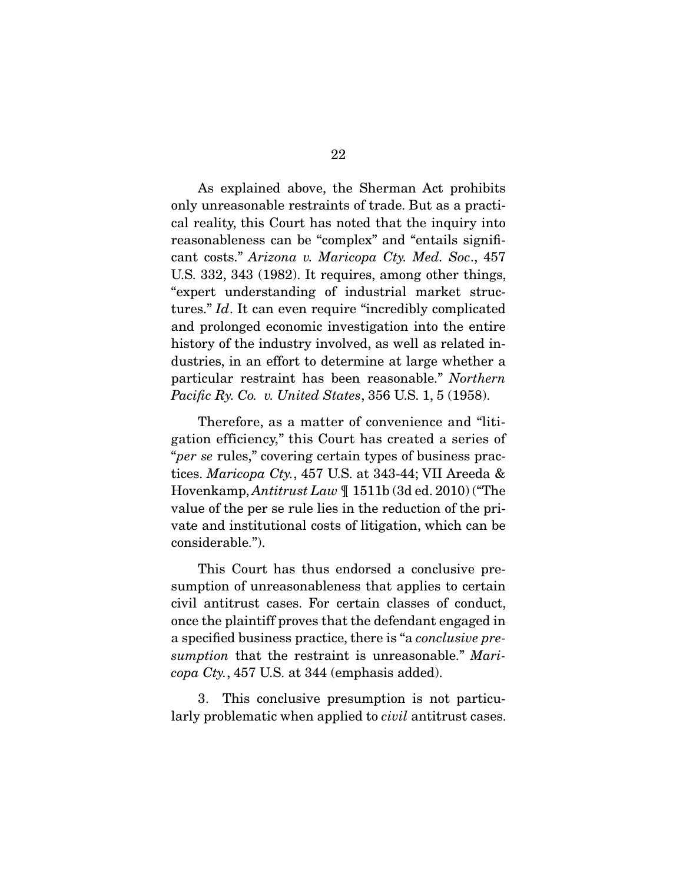As explained above, the Sherman Act prohibits only unreasonable restraints of trade. But as a practical reality, this Court has noted that the inquiry into reasonableness can be "complex" and "entails significant costs." *Arizona v. Maricopa Cty. Med. Soc*., 457 U.S. 332, 343 (1982). It requires, among other things, "expert understanding of industrial market structures." *Id*. It can even require "incredibly complicated and prolonged economic investigation into the entire history of the industry involved, as well as related industries, in an effort to determine at large whether a particular restraint has been reasonable." *Northern Pacific Ry. Co. v. United States*, 356 U.S. 1, 5 (1958).

Therefore, as a matter of convenience and "litigation efficiency," this Court has created a series of "*per se* rules," covering certain types of business practices. *Maricopa Cty.*, 457 U.S. at 343-44; VII Areeda & Hovenkamp, *Antitrust Law* ¶ 1511b (3d ed. 2010) ("The value of the per se rule lies in the reduction of the private and institutional costs of litigation, which can be considerable.").

This Court has thus endorsed a conclusive presumption of unreasonableness that applies to certain civil antitrust cases. For certain classes of conduct, once the plaintiff proves that the defendant engaged in a specified business practice, there is "a *conclusive presumption* that the restraint is unreasonable." *Maricopa Cty.*, 457 U.S. at 344 (emphasis added).

3. This conclusive presumption is not particularly problematic when applied to *civil* antitrust cases.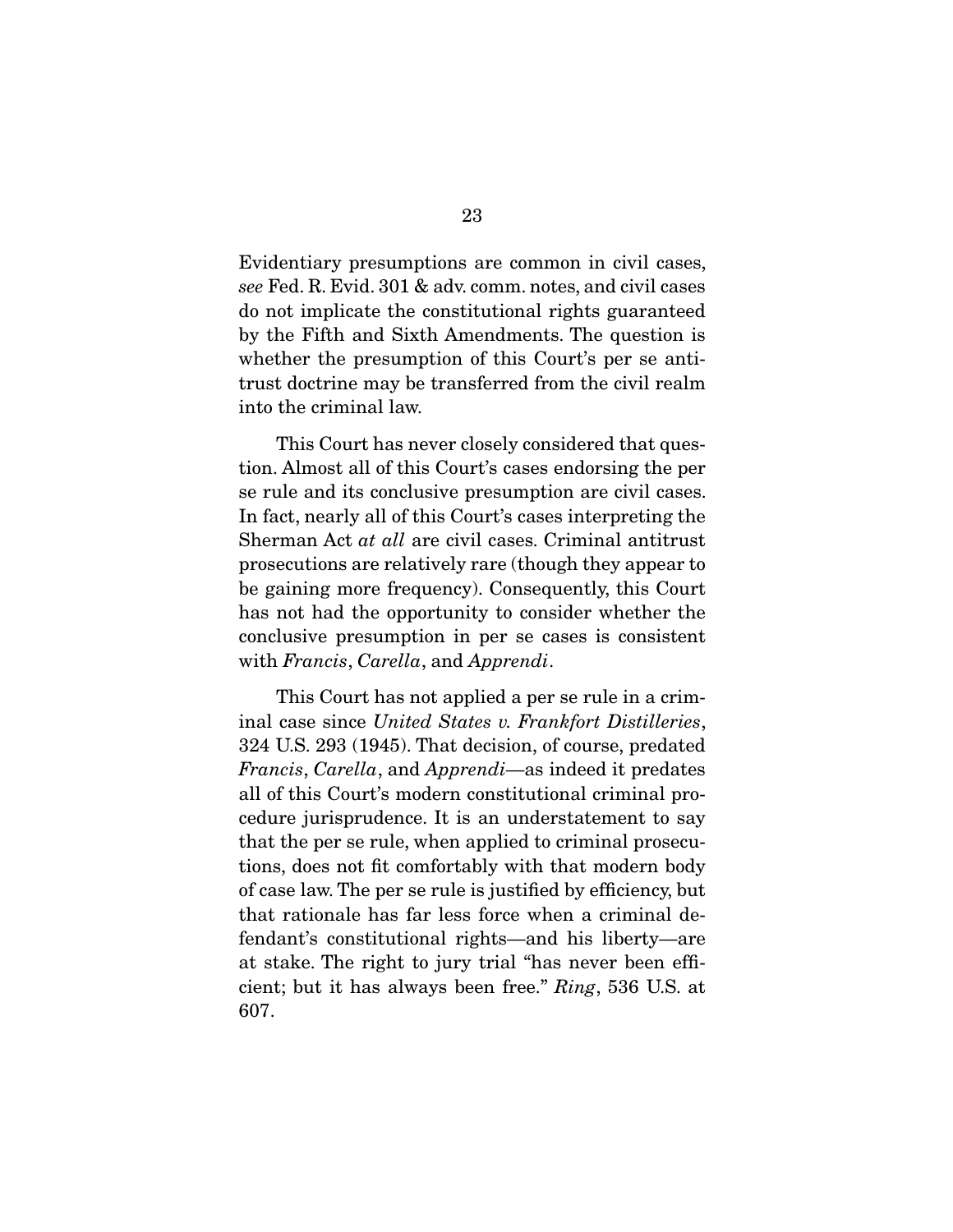Evidentiary presumptions are common in civil cases, *see* Fed. R. Evid. 301 & adv. comm. notes, and civil cases do not implicate the constitutional rights guaranteed by the Fifth and Sixth Amendments. The question is whether the presumption of this Court's per se antitrust doctrine may be transferred from the civil realm into the criminal law.

This Court has never closely considered that question. Almost all of this Court's cases endorsing the per se rule and its conclusive presumption are civil cases. In fact, nearly all of this Court's cases interpreting the Sherman Act *at all* are civil cases. Criminal antitrust prosecutions are relatively rare (though they appear to be gaining more frequency). Consequently, this Court has not had the opportunity to consider whether the conclusive presumption in per se cases is consistent with *Francis*, *Carella*, and *Apprendi*.

This Court has not applied a per se rule in a criminal case since *United States v. Frankfort Distilleries*, 324 U.S. 293 (1945). That decision, of course, predated *Francis*, *Carella*, and *Apprendi*—as indeed it predates all of this Court's modern constitutional criminal procedure jurisprudence. It is an understatement to say that the per se rule, when applied to criminal prosecutions, does not fit comfortably with that modern body of case law. The per se rule is justified by efficiency, but that rationale has far less force when a criminal defendant's constitutional rights—and his liberty—are at stake. The right to jury trial "has never been efficient; but it has always been free." *Ring*, 536 U.S. at 607.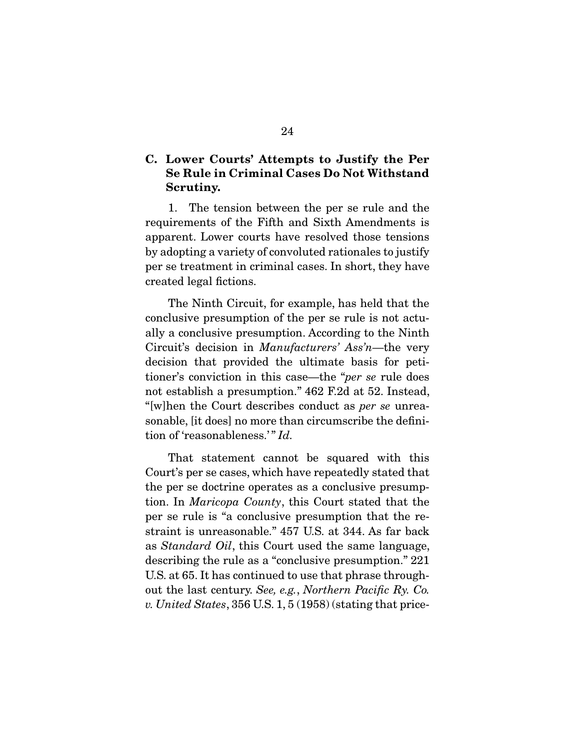### C. Lower Courts' Attempts to Justify the Per Se Rule in Criminal Cases Do Not Withstand Scrutiny.

1. The tension between the per se rule and the requirements of the Fifth and Sixth Amendments is apparent. Lower courts have resolved those tensions by adopting a variety of convoluted rationales to justify per se treatment in criminal cases. In short, they have created legal fictions.

The Ninth Circuit, for example, has held that the conclusive presumption of the per se rule is not actually a conclusive presumption. According to the Ninth Circuit's decision in *Manufacturers' Ass'n*—the very decision that provided the ultimate basis for petitioner's conviction in this case—the "*per se* rule does not establish a presumption." 462 F.2d at 52. Instead, "[w]hen the Court describes conduct as *per se* unreasonable, [it does] no more than circumscribe the definition of 'reasonableness.'" *Id.*

That statement cannot be squared with this Court's per se cases, which have repeatedly stated that the per se doctrine operates as a conclusive presumption. In *Maricopa County*, this Court stated that the per se rule is "a conclusive presumption that the restraint is unreasonable." 457 U.S. at 344. As far back as *Standard Oil*, this Court used the same language, describing the rule as a "conclusive presumption." 221 U.S. at 65. It has continued to use that phrase throughout the last century. *See, e.g.*, *Northern Pacific Ry. Co. v. United States*, 356 U.S. 1, 5 (1958) (stating that price-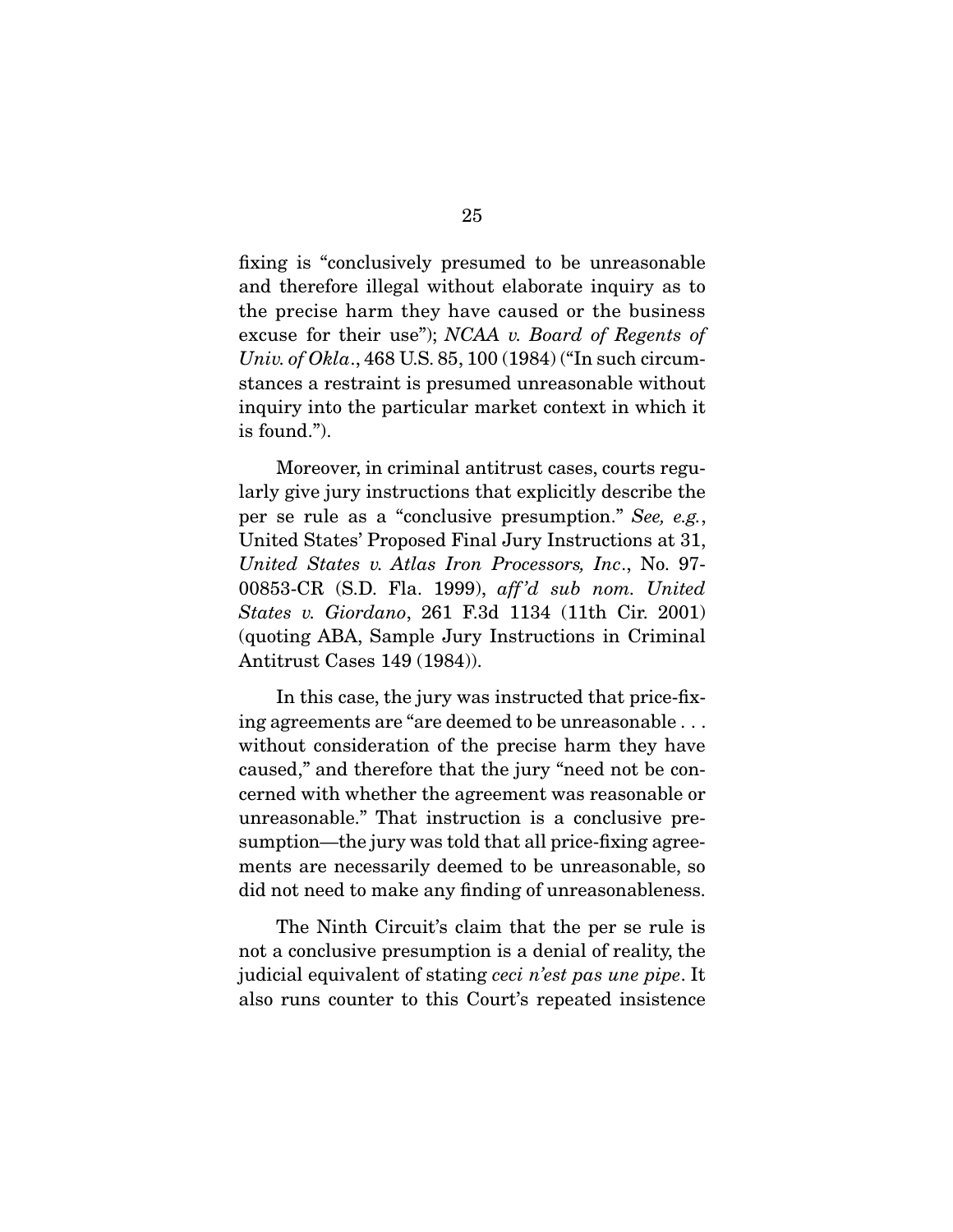fixing is "conclusively presumed to be unreasonable and therefore illegal without elaborate inquiry as to the precise harm they have caused or the business excuse for their use"); *NCAA v. Board of Regents of Univ. of Okla*., 468 U.S. 85, 100 (1984) ("In such circumstances a restraint is presumed unreasonable without inquiry into the particular market context in which it is found.").

Moreover, in criminal antitrust cases, courts regularly give jury instructions that explicitly describe the per se rule as a "conclusive presumption." *See, e.g.*, United States' Proposed Final Jury Instructions at 31, *United States v. Atlas Iron Processors, Inc*., No. 97-00853-CR (S.D. Fla. 1999), *aff'd sub nom. United States v. Giordano*, 261 F.3d 1134 (11th Cir. 2001) (quoting ABA, Sample Jury Instructions in Criminal Antitrust Cases 149 (1984)).

In this case, the jury was instructed that price-fixing agreements are "are deemed to be unreasonable . . . without consideration of the precise harm they have caused," and therefore that the jury "need not be concerned with whether the agreement was reasonable or unreasonable." That instruction is a conclusive presumption—the jury was told that all price-fixing agreements are necessarily deemed to be unreasonable, so did not need to make any finding of unreasonableness.

The Ninth Circuit's claim that the per se rule is not a conclusive presumption is a denial of reality, the judicial equivalent of stating *ceci n'est pas une pipe*. It also runs counter to this Court's repeated insistence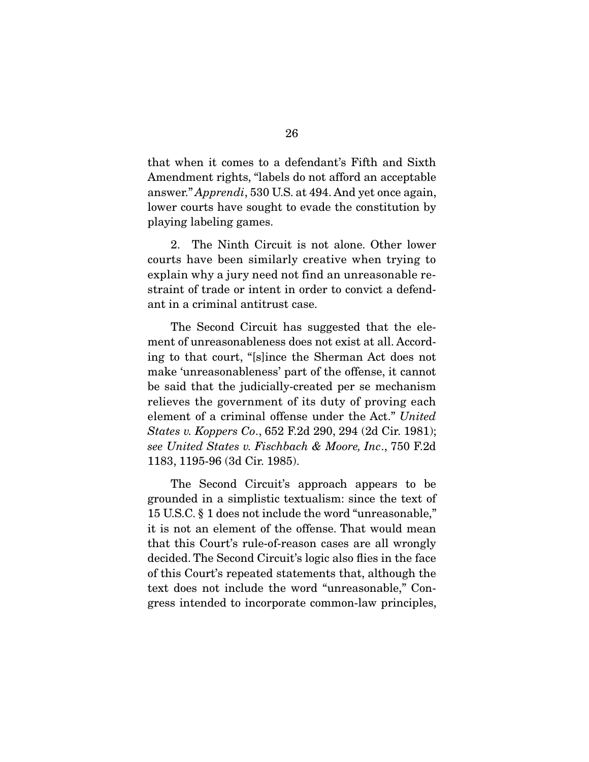that when it comes to a defendant's Fifth and Sixth Amendment rights, "labels do not afford an acceptable answer." *Apprendi*, 530 U.S. at 494. And yet once again, lower courts have sought to evade the constitution by playing labeling games.

2. The Ninth Circuit is not alone. Other lower courts have been similarly creative when trying to explain why a jury need not find an unreasonable restraint of trade or intent in order to convict a defendant in a criminal antitrust case.

The Second Circuit has suggested that the element of unreasonableness does not exist at all. According to that court, "[s]ince the Sherman Act does not make 'unreasonableness' part of the offense, it cannot be said that the judicially-created per se mechanism relieves the government of its duty of proving each element of a criminal offense under the Act." *United States v. Koppers Co*., 652 F.2d 290, 294 (2d Cir. 1981); *see United States v. Fischbach & Moore, Inc*., 750 F.2d 1183, 1195-96 (3d Cir. 1985).

The Second Circuit's approach appears to be grounded in a simplistic textualism: since the text of 15 U.S.C. § 1 does not include the word "unreasonable," it is not an element of the offense. That would mean that this Court's rule-of-reason cases are all wrongly decided. The Second Circuit's logic also flies in the face of this Court's repeated statements that, although the text does not include the word "unreasonable," Congress intended to incorporate common-law principles,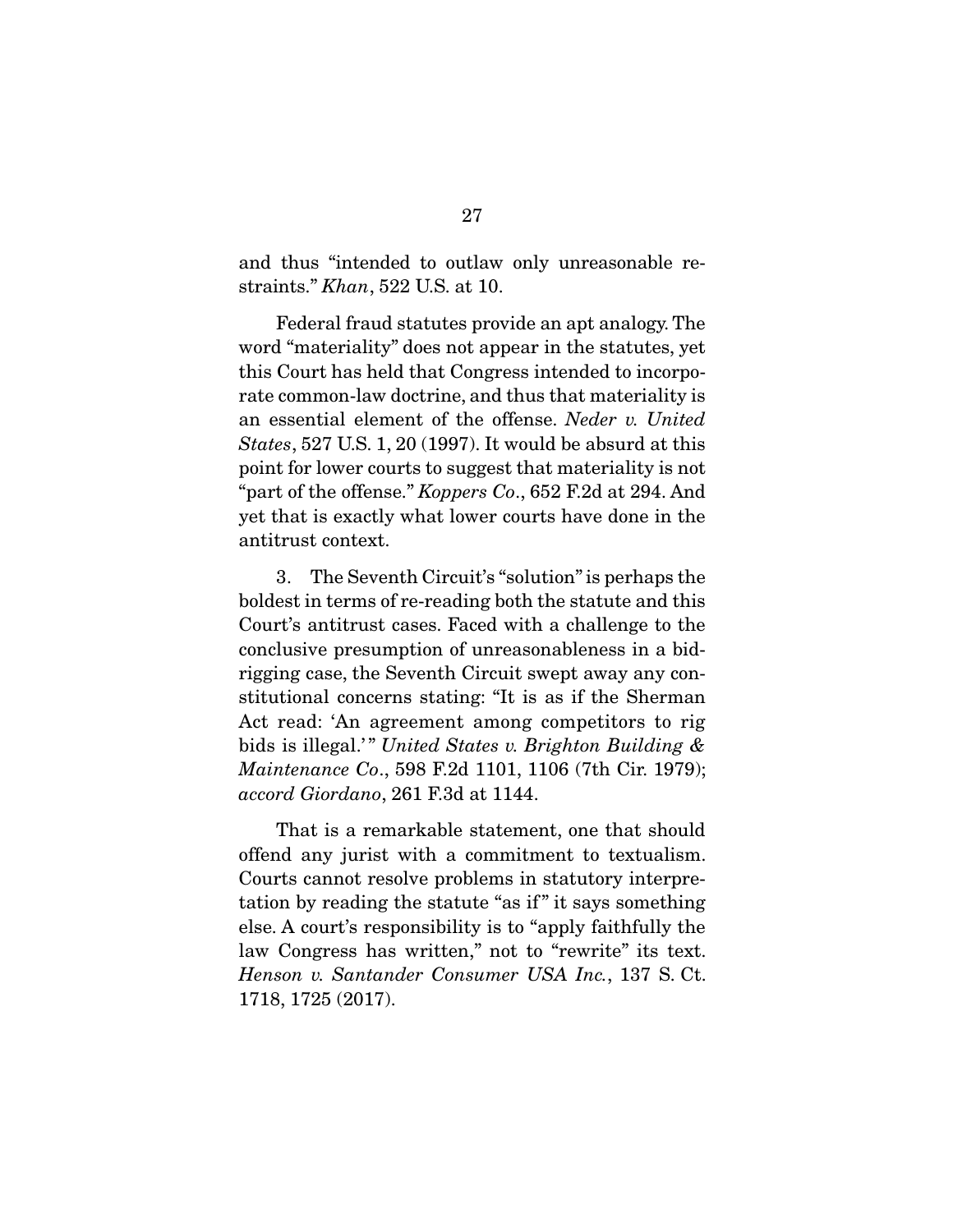and thus "intended to outlaw only unreasonable restraints." *Khan*, 522 U.S. at 10.

Federal fraud statutes provide an apt analogy. The word "materiality" does not appear in the statutes, yet this Court has held that Congress intended to incorporate common-law doctrine, and thus that materiality is an essential element of the offense. *Neder v. United States*, 527 U.S. 1, 20 (1997). It would be absurd at this point for lower courts to suggest that materiality is not "part of the offense." *Koppers Co*., 652 F.2d at 294. And yet that is exactly what lower courts have done in the antitrust context.

3. The Seventh Circuit's "solution" is perhaps the boldest in terms of re-reading both the statute and this Court's antitrust cases. Faced with a challenge to the conclusive presumption of unreasonableness in a bid-rigging case, the Seventh Circuit swept away any constitutional concerns stating: "It is as if the Sherman Act read: 'An agreement among competitors to rig bids is illegal.'" *United States v. Brighton Building & Maintenance Co*., 598 F.2d 1101, 1106 (7th Cir. 1979); *accord Giordano*, 261 F.3d at 1144.

That is a remarkable statement, one that should offend any jurist with a commitment to textualism. Courts cannot resolve problems in statutory interpretation by reading the statute "as if" it says something else. A court's responsibility is to "apply faithfully the law Congress has written," not to "rewrite" its text. *Henson v. Santander Consumer USA Inc.*, 137 S. Ct. 1718, 1725 (2017).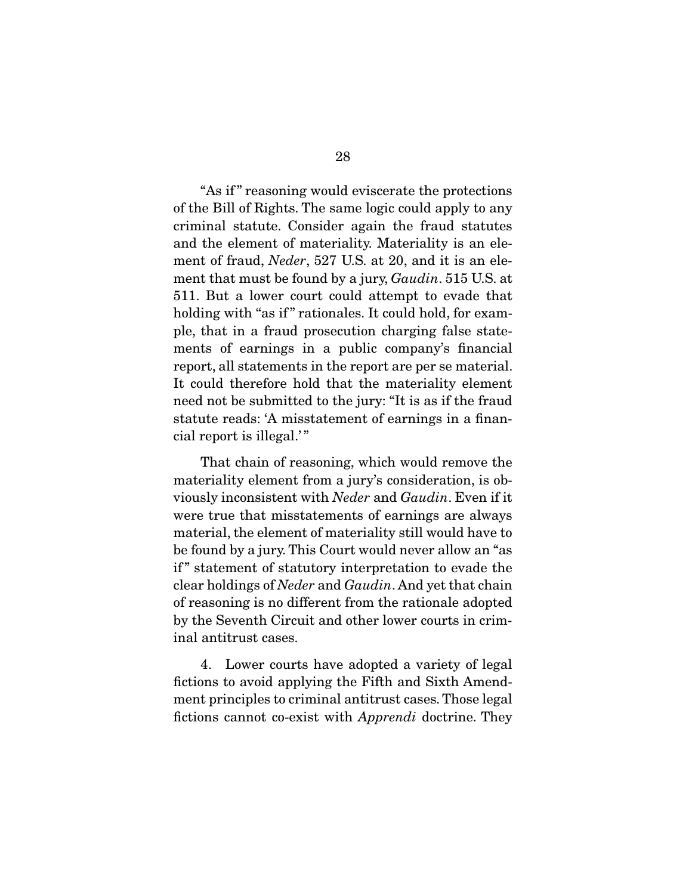"As if" reasoning would eviscerate the protections of the Bill of Rights. The same logic could apply to any criminal statute. Consider again the fraud statutes and the element of materiality. Materiality is an element of fraud, *Neder*, 527 U.S. at 20, and it is an element that must be found by a jury, *Gaudin*. 515 U.S. at 511. But a lower court could attempt to evade that holding with "as if" rationales. It could hold, for example, that in a fraud prosecution charging false statements of earnings in a public company's financial report, all statements in the report are per se material. It could therefore hold that the materiality element need not be submitted to the jury: "It is as if the fraud statute reads: 'A misstatement of earnings in a financial report is illegal.'"

That chain of reasoning, which would remove the materiality element from a jury's consideration, is obviously inconsistent with *Neder* and *Gaudin*. Even if it were true that misstatements of earnings are always material, the element of materiality still would have to be found by a jury. This Court would never allow an "as if" statement of statutory interpretation to evade the clear holdings of *Neder* and *Gaudin*. And yet that chain of reasoning is no different from the rationale adopted by the Seventh Circuit and other lower courts in criminal antitrust cases.

4. Lower courts have adopted a variety of legal fictions to avoid applying the Fifth and Sixth Amendment principles to criminal antitrust cases. Those legal fictions cannot co-exist with *Apprendi* doctrine. They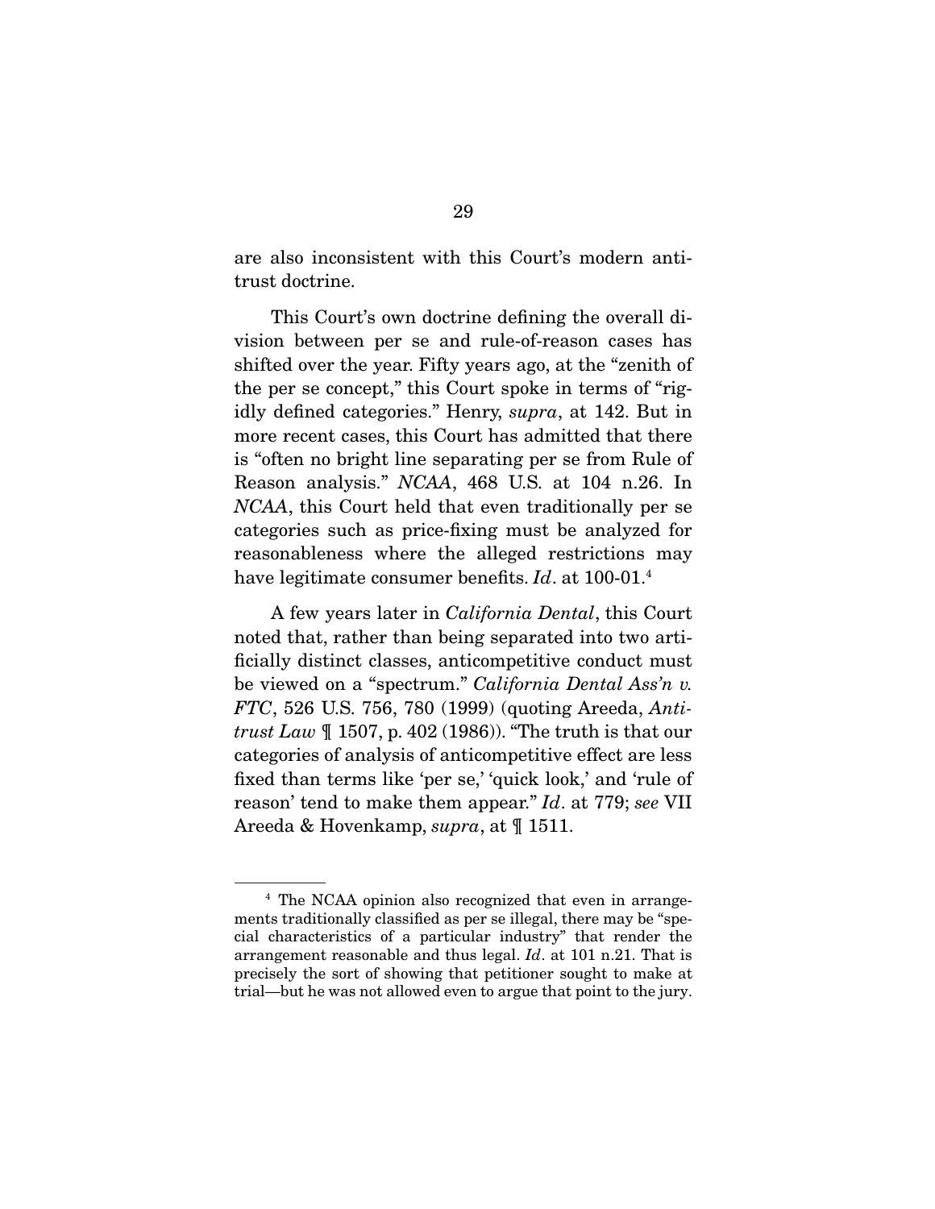are also inconsistent with this Court's modern antitrust doctrine.

This Court's own doctrine defining the overall division between per se and rule-of-reason cases has shifted over the year. Fifty years ago, at the "zenith of the per se concept," this Court spoke in terms of "rigidly defined categories." Henry, *supra*, at 142. But in more recent cases, this Court has admitted that there is "often no bright line separating per se from Rule of Reason analysis." *NCAA*, 468 U.S. at 104 n.26. In *NCAA*, this Court held that even traditionally per se categories such as price-fixing must be analyzed for reasonableness where the alleged restrictions may have legitimate consumer benefits. *Id*. at 100-01.[4]

A few years later in *California Dental*, this Court noted that, rather than being separated into two artificially distinct classes, anticompetitive conduct must be viewed on a "spectrum." *California Dental Ass'n v. FTC*, 526 U.S. 756, 780 (1999) (quoting Areeda, *Antitrust Law* ¶ 1507, p. 402 (1986)). "The truth is that our categories of analysis of anticompetitive effect are less fixed than terms like 'per se,' 'quick look,' and 'rule of reason' tend to make them appear." *Id*. at 779; *see* VII Areeda & Hovenkamp, *supra*, at ¶ 1511.

---

[4] The NCAA opinion also recognized that even in arrangements traditionally classified as per se illegal, there may be "special characteristics of a particular industry" that render the arrangement reasonable and thus legal. *Id*. at 101 n.21. That is precisely the sort of showing that petitioner sought to make at trial—but he was not allowed even to argue that point to the jury.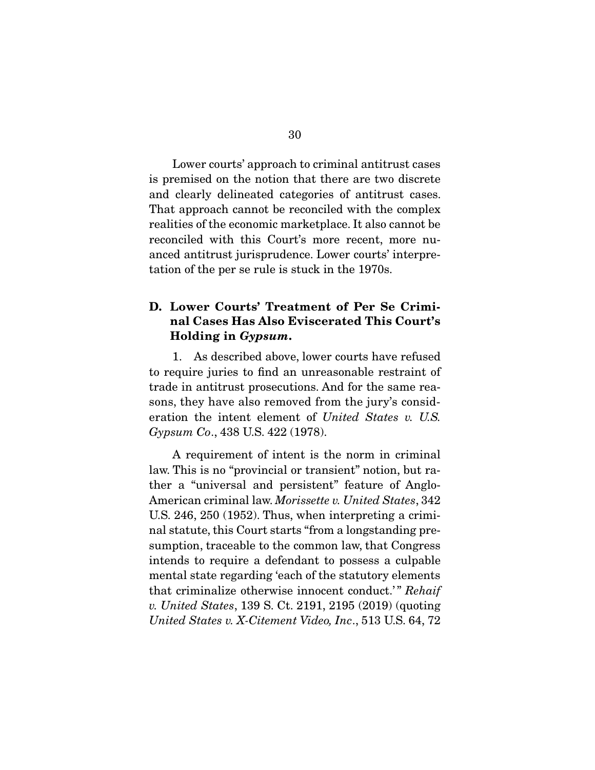Lower courts' approach to criminal antitrust cases is premised on the notion that there are two discrete and clearly delineated categories of antitrust cases. That approach cannot be reconciled with the complex realities of the economic marketplace. It also cannot be reconciled with this Court's more recent, more nuanced antitrust jurisprudence. Lower courts' interpretation of the per se rule is stuck in the 1970s.

### D. Lower Courts' Treatment of Per Se Criminal Cases Has Also Eviscerated This Court's Holding in *Gypsum*.

1. As described above, lower courts have refused to require juries to find an unreasonable restraint of trade in antitrust prosecutions. And for the same reasons, they have also removed from the jury's consideration the intent element of *United States v. U.S. Gypsum Co*., 438 U.S. 422 (1978).

A requirement of intent is the norm in criminal law. This is no "provincial or transient" notion, but rather a "universal and persistent" feature of Anglo-American criminal law. *Morissette v. United States*, 342 U.S. 246, 250 (1952). Thus, when interpreting a criminal statute, this Court starts "from a longstanding presumption, traceable to the common law, that Congress intends to require a defendant to possess a culpable mental state regarding 'each of the statutory elements that criminalize otherwise innocent conduct.'" *Rehaif v. United States*, 139 S. Ct. 2191, 2195 (2019) (quoting *United States v. X-Citement Video, Inc*., 513 U.S. 64, 72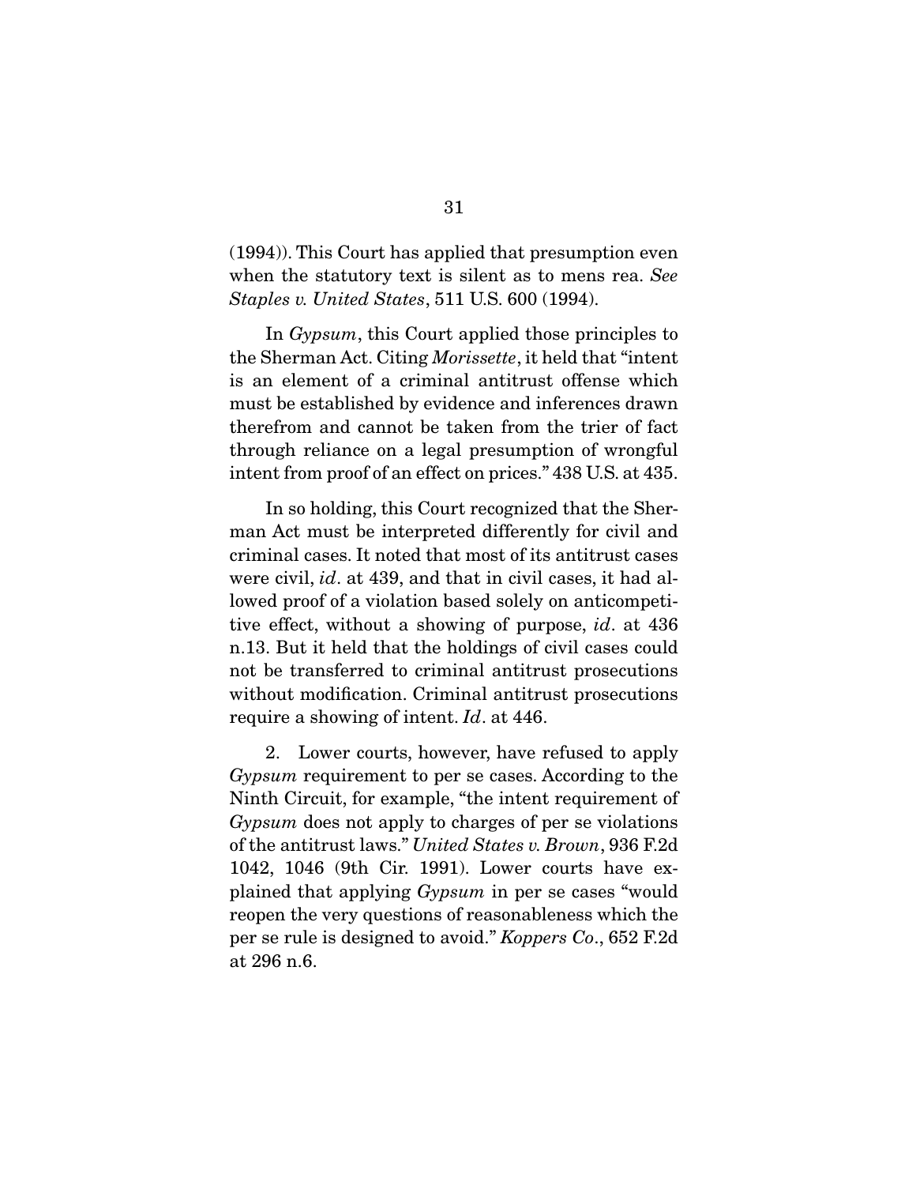(1994)). This Court has applied that presumption even when the statutory text is silent as to mens rea. *See Staples v. United States*, 511 U.S. 600 (1994).

In *Gypsum*, this Court applied those principles to the Sherman Act. Citing *Morissette*, it held that "intent is an element of a criminal antitrust offense which must be established by evidence and inferences drawn therefrom and cannot be taken from the trier of fact through reliance on a legal presumption of wrongful intent from proof of an effect on prices." 438 U.S. at 435.

In so holding, this Court recognized that the Sherman Act must be interpreted differently for civil and criminal cases. It noted that most of its antitrust cases were civil, *id*. at 439, and that in civil cases, it had allowed proof of a violation based solely on anticompetitive effect, without a showing of purpose, *id*. at 436 n.13. But it held that the holdings of civil cases could not be transferred to criminal antitrust prosecutions without modification. Criminal antitrust prosecutions require a showing of intent. *Id*. at 446.

2. Lower courts, however, have refused to apply *Gypsum* requirement to per se cases. According to the Ninth Circuit, for example, "the intent requirement of *Gypsum* does not apply to charges of per se violations of the antitrust laws." *United States v. Brown*, 936 F.2d 1042, 1046 (9th Cir. 1991). Lower courts have explained that applying *Gypsum* in per se cases "would reopen the very questions of reasonableness which the per se rule is designed to avoid." *Koppers Co*., 652 F.2d at 296 n.6.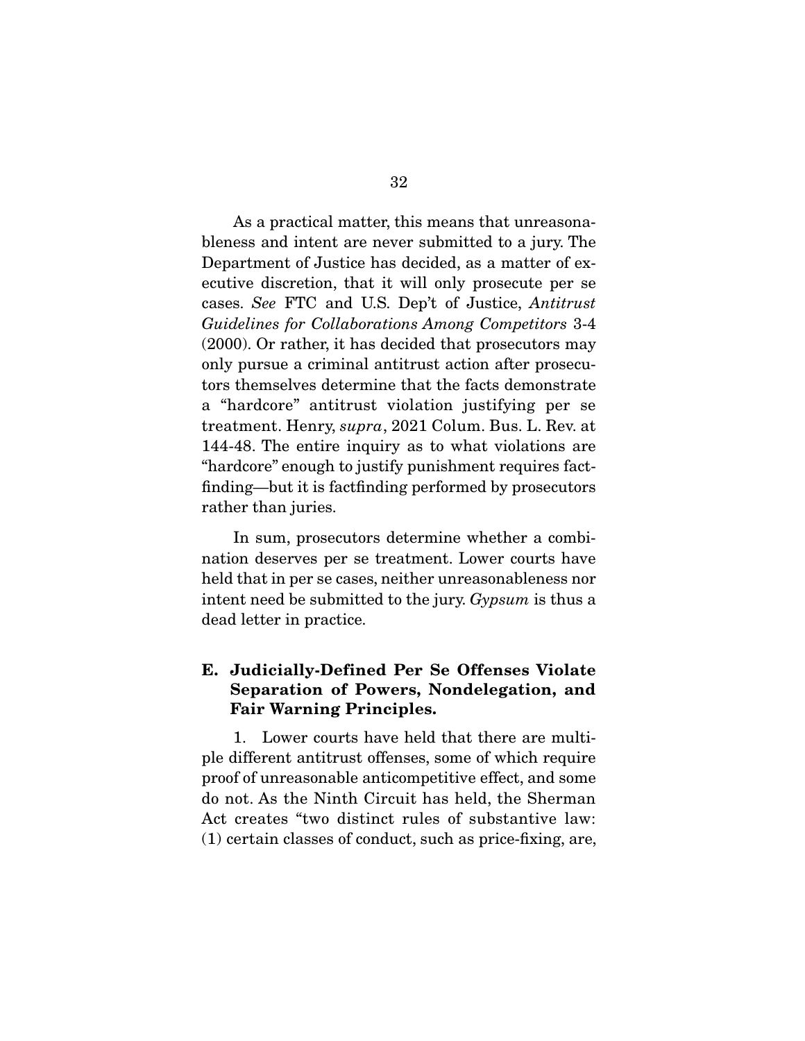As a practical matter, this means that unreasonableness and intent are never submitted to a jury. The Department of Justice has decided, as a matter of executive discretion, that it will only prosecute per se cases. *See* FTC and U.S. Dep't of Justice, *Antitrust Guidelines for Collaborations Among Competitors* 3-4 (2000). Or rather, it has decided that prosecutors may only pursue a criminal antitrust action after prosecutors themselves determine that the facts demonstrate a "hardcore" antitrust violation justifying per se treatment. Henry, *supra*, 2021 Colum. Bus. L. Rev. at 144-48. The entire inquiry as to what violations are "hardcore" enough to justify punishment requires factfinding—but it is factfinding performed by prosecutors rather than juries.

In sum, prosecutors determine whether a combination deserves per se treatment. Lower courts have held that in per se cases, neither unreasonableness nor intent need be submitted to the jury. *Gypsum* is thus a dead letter in practice.

### E. Judicially-Defined Per Se Offenses Violate Separation of Powers, Nondelegation, and Fair Warning Principles.

1. Lower courts have held that there are multiple different antitrust offenses, some of which require proof of unreasonable anticompetitive effect, and some do not. As the Ninth Circuit has held, the Sherman Act creates "two distinct rules of substantive law: (1) certain classes of conduct, such as price-fixing, are,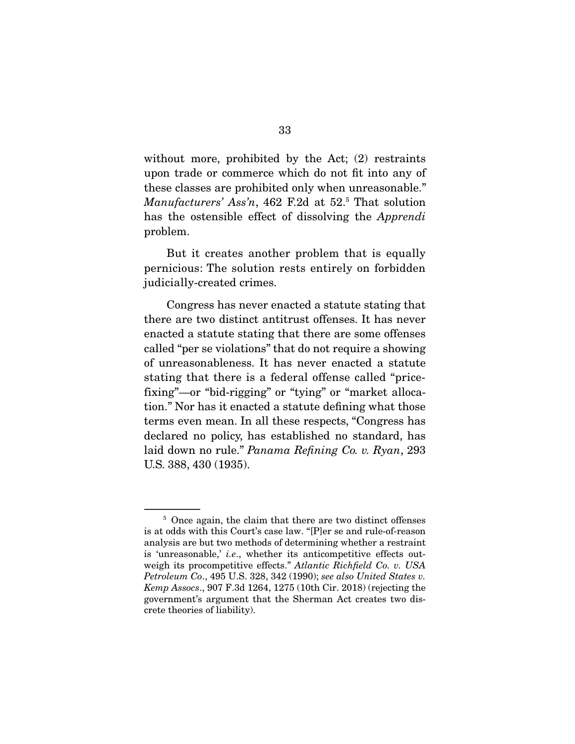without more, prohibited by the Act; (2) restraints upon trade or commerce which do not fit into any of these classes are prohibited only when unreasonable." *Manufacturers' Ass'n*, 462 F.2d at 52.[5] That solution has the ostensible effect of dissolving the *Apprendi* problem.

But it creates another problem that is equally pernicious: The solution rests entirely on forbidden judicially-created crimes.

Congress has never enacted a statute stating that there are two distinct antitrust offenses. It has never enacted a statute stating that there are some offenses called "per se violations" that do not require a showing of unreasonableness. It has never enacted a statute stating that there is a federal offense called "price-fixing"—or "bid-rigging" or "tying" or "market allocation." Nor has it enacted a statute defining what those terms even mean. In all these respects, "Congress has declared no policy, has established no standard, has laid down no rule." *Panama Refining Co. v. Ryan*, 293 U.S. 388, 430 (1935).

---

[5] Once again, the claim that there are two distinct offenses is at odds with this Court's case law. "[P]er se and rule-of-reason analysis are but two methods of determining whether a restraint is 'unreasonable,' *i.e.*, whether its anticompetitive effects outweigh its procompetitive effects." *Atlantic Richfield Co. v. USA Petroleum Co.*, 495 U.S. 328, 342 (1990); *see also United States v. Kemp Assocs.*, 907 F.3d 1264, 1275 (10th Cir. 2018) (rejecting the government's argument that the Sherman Act creates two discrete theories of liability).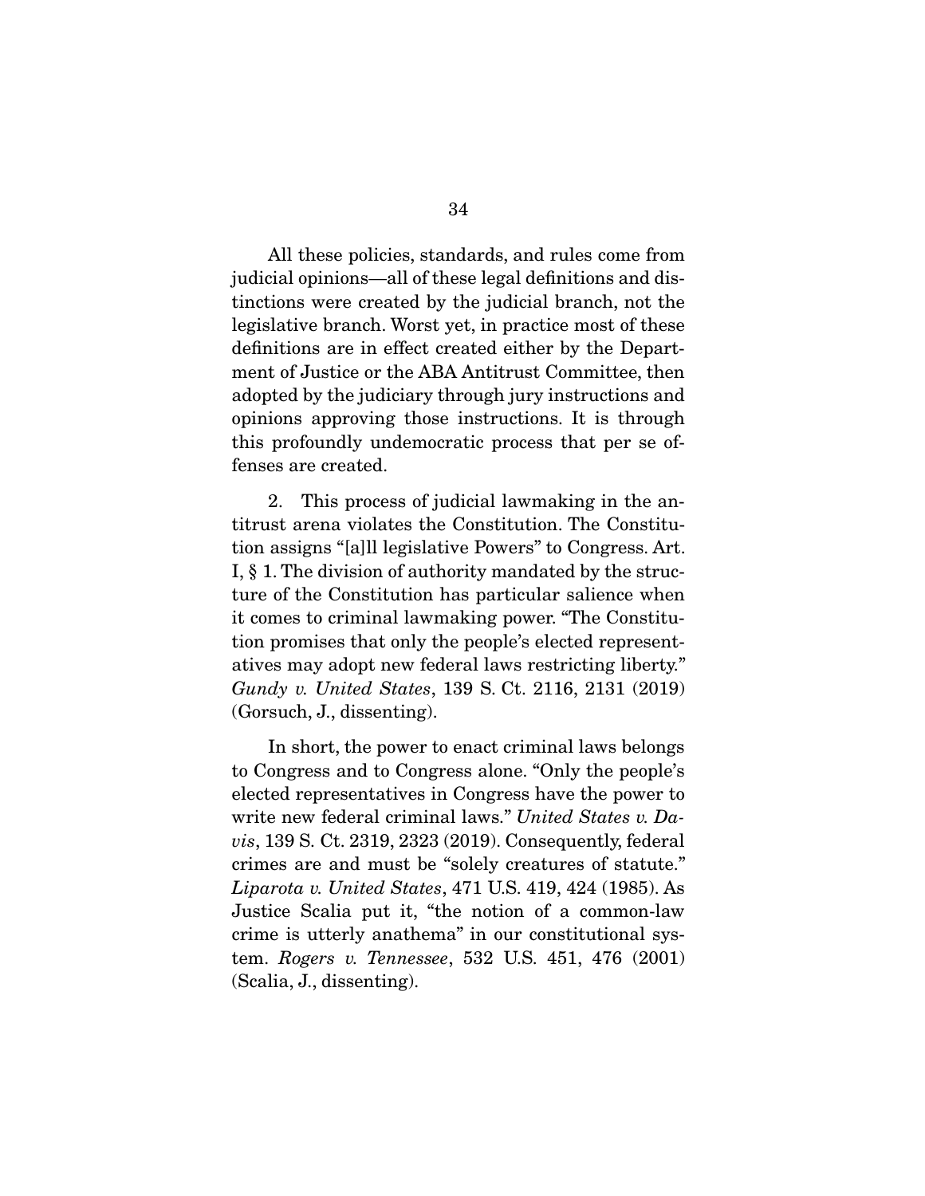All these policies, standards, and rules come from judicial opinions—all of these legal definitions and distinctions were created by the judicial branch, not the legislative branch. Worst yet, in practice most of these definitions are in effect created either by the Department of Justice or the ABA Antitrust Committee, then adopted by the judiciary through jury instructions and opinions approving those instructions. It is through this profoundly undemocratic process that per se offenses are created.

2. This process of judicial lawmaking in the antitrust arena violates the Constitution. The Constitution assigns "[a]ll legislative Powers" to Congress. Art. I, § 1. The division of authority mandated by the structure of the Constitution has particular salience when it comes to criminal lawmaking power. "The Constitution promises that only the people's elected representatives may adopt new federal laws restricting liberty." *Gundy v. United States*, 139 S. Ct. 2116, 2131 (2019) (Gorsuch, J., dissenting).

In short, the power to enact criminal laws belongs to Congress and to Congress alone. "Only the people's elected representatives in Congress have the power to write new federal criminal laws." *United States v. Davis*, 139 S. Ct. 2319, 2323 (2019). Consequently, federal crimes are and must be "solely creatures of statute." *Liparota v. United States*, 471 U.S. 419, 424 (1985). As Justice Scalia put it, "the notion of a common-law crime is utterly anathema" in our constitutional system. *Rogers v. Tennessee*, 532 U.S. 451, 476 (2001) (Scalia, J., dissenting).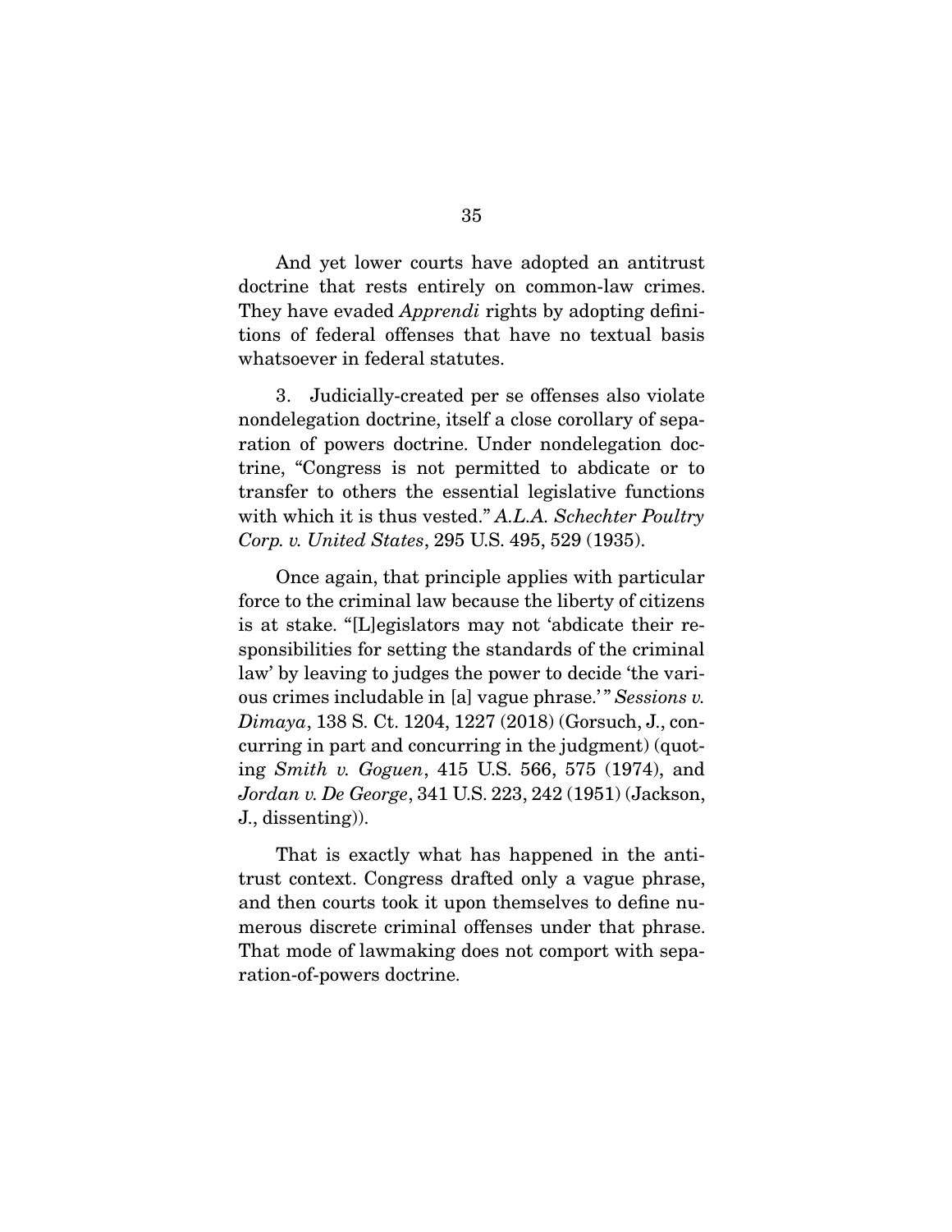And yet lower courts have adopted an antitrust doctrine that rests entirely on common-law crimes. They have evaded *Apprendi* rights by adopting definitions of federal offenses that have no textual basis whatsoever in federal statutes.

3. Judicially-created per se offenses also violate nondelegation doctrine, itself a close corollary of separation of powers doctrine. Under nondelegation doctrine, "Congress is not permitted to abdicate or to transfer to others the essential legislative functions with which it is thus vested." *A.L.A. Schechter Poultry Corp. v. United States*, 295 U.S. 495, 529 (1935).

Once again, that principle applies with particular force to the criminal law because the liberty of citizens is at stake. "[L]egislators may not 'abdicate their responsibilities for setting the standards of the criminal law' by leaving to judges the power to decide 'the various crimes includable in [a] vague phrase.'" *Sessions v. Dimaya*, 138 S. Ct. 1204, 1227 (2018) (Gorsuch, J., concurring in part and concurring in the judgment) (quoting *Smith v. Goguen*, 415 U.S. 566, 575 (1974), and *Jordan v. De George*, 341 U.S. 223, 242 (1951) (Jackson, J., dissenting)).

That is exactly what has happened in the antitrust context. Congress drafted only a vague phrase, and then courts took it upon themselves to define numerous discrete criminal offenses under that phrase. That mode of lawmaking does not comport with separation-of-powers doctrine.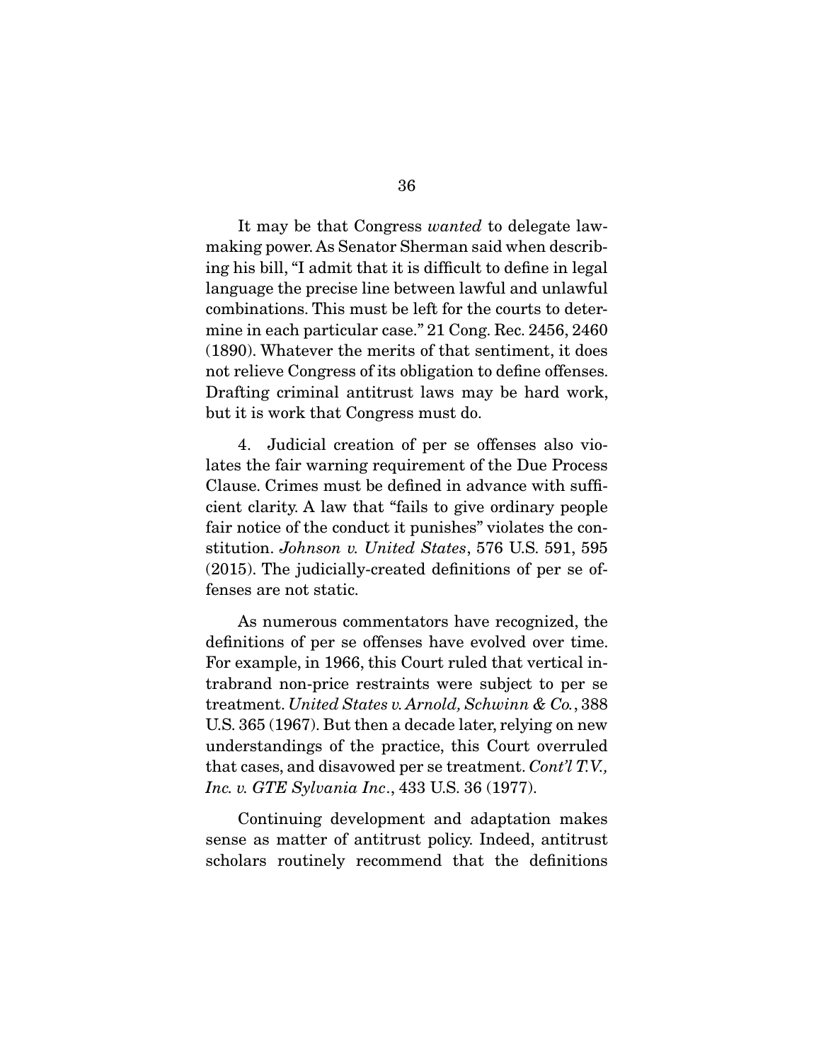It may be that Congress *wanted* to delegate lawmaking power. As Senator Sherman said when describing his bill, "I admit that it is difficult to define in legal language the precise line between lawful and unlawful combinations. This must be left for the courts to determine in each particular case." 21 Cong. Rec. 2456, 2460 (1890). Whatever the merits of that sentiment, it does not relieve Congress of its obligation to define offenses. Drafting criminal antitrust laws may be hard work, but it is work that Congress must do.

4. Judicial creation of per se offenses also violates the fair warning requirement of the Due Process Clause. Crimes must be defined in advance with sufficient clarity. A law that "fails to give ordinary people fair notice of the conduct it punishes" violates the constitution. *Johnson v. United States*, 576 U.S. 591, 595 (2015). The judicially-created definitions of per se offenses are not static.

As numerous commentators have recognized, the definitions of per se offenses have evolved over time. For example, in 1966, this Court ruled that vertical intrabrand non-price restraints were subject to per se treatment. *United States v. Arnold, Schwinn & Co.*, 388 U.S. 365 (1967). But then a decade later, relying on new understandings of the practice, this Court overruled that cases, and disavowed per se treatment. *Cont'l T.V., Inc. v. GTE Sylvania Inc*., 433 U.S. 36 (1977).

Continuing development and adaptation makes sense as matter of antitrust policy. Indeed, antitrust scholars routinely recommend that the definitions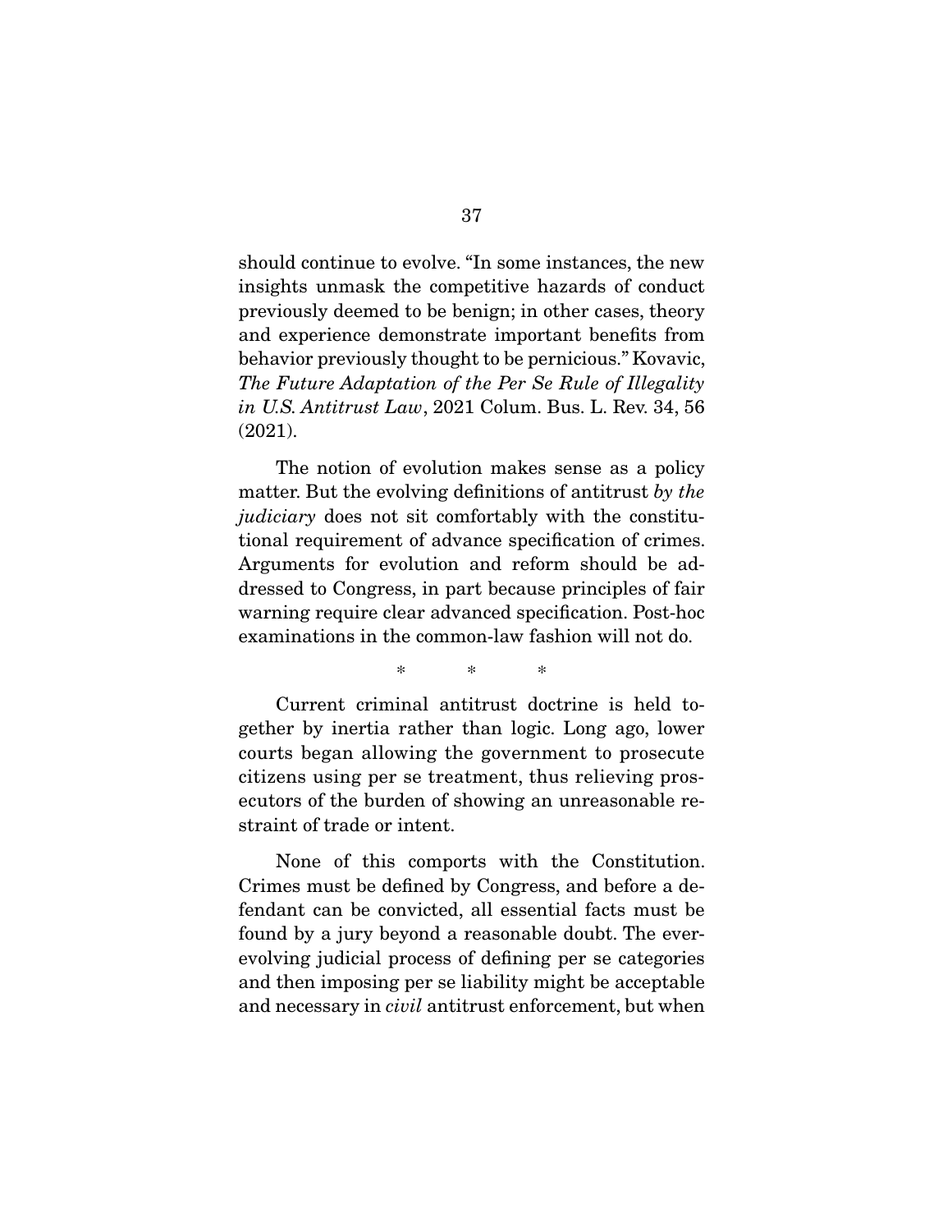should continue to evolve. "In some instances, the new insights unmask the competitive hazards of conduct previously deemed to be benign; in other cases, theory and experience demonstrate important benefits from behavior previously thought to be pernicious." Kovavic, *The Future Adaptation of the Per Se Rule of Illegality in U.S. Antitrust Law*, 2021 Colum. Bus. L. Rev. 34, 56 (2021).

The notion of evolution makes sense as a policy matter. But the evolving definitions of antitrust *by the judiciary* does not sit comfortably with the constitutional requirement of advance specification of crimes. Arguments for evolution and reform should be addressed to Congress, in part because principles of fair warning require clear advanced specification. Post-hoc examinations in the common-law fashion will not do.

\* \* \*

Current criminal antitrust doctrine is held together by inertia rather than logic. Long ago, lower courts began allowing the government to prosecute citizens using per se treatment, thus relieving prosecutors of the burden of showing an unreasonable restraint of trade or intent.

None of this comports with the Constitution. Crimes must be defined by Congress, and before a defendant can be convicted, all essential facts must be found by a jury beyond a reasonable doubt. The ever-evolving judicial process of defining per se categories and then imposing per se liability might be acceptable and necessary in *civil* antitrust enforcement, but when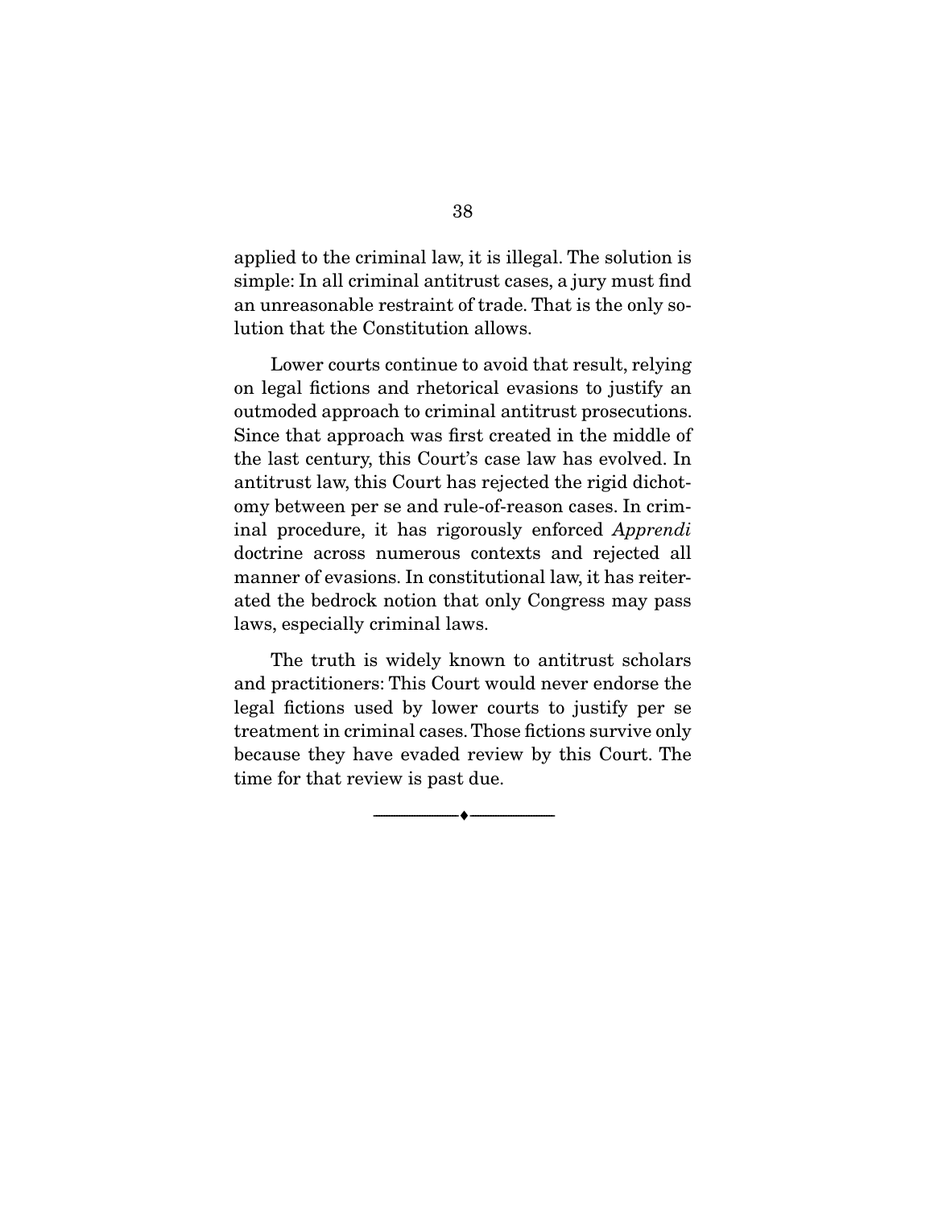applied to the criminal law, it is illegal. The solution is simple: In all criminal antitrust cases, a jury must find an unreasonable restraint of trade. That is the only solution that the Constitution allows.

Lower courts continue to avoid that result, relying on legal fictions and rhetorical evasions to justify an outmoded approach to criminal antitrust prosecutions. Since that approach was first created in the middle of the last century, this Court's case law has evolved. In antitrust law, this Court has rejected the rigid dichotomy between per se and rule-of-reason cases. In criminal procedure, it has rigorously enforced *Apprendi* doctrine across numerous contexts and rejected all manner of evasions. In constitutional law, it has reiterated the bedrock notion that only Congress may pass laws, especially criminal laws.

The truth is widely known to antitrust scholars and practitioners: This Court would never endorse the legal fictions used by lower courts to justify per se treatment in criminal cases. Those fictions survive only because they have evaded review by this Court. The time for that review is past due.

---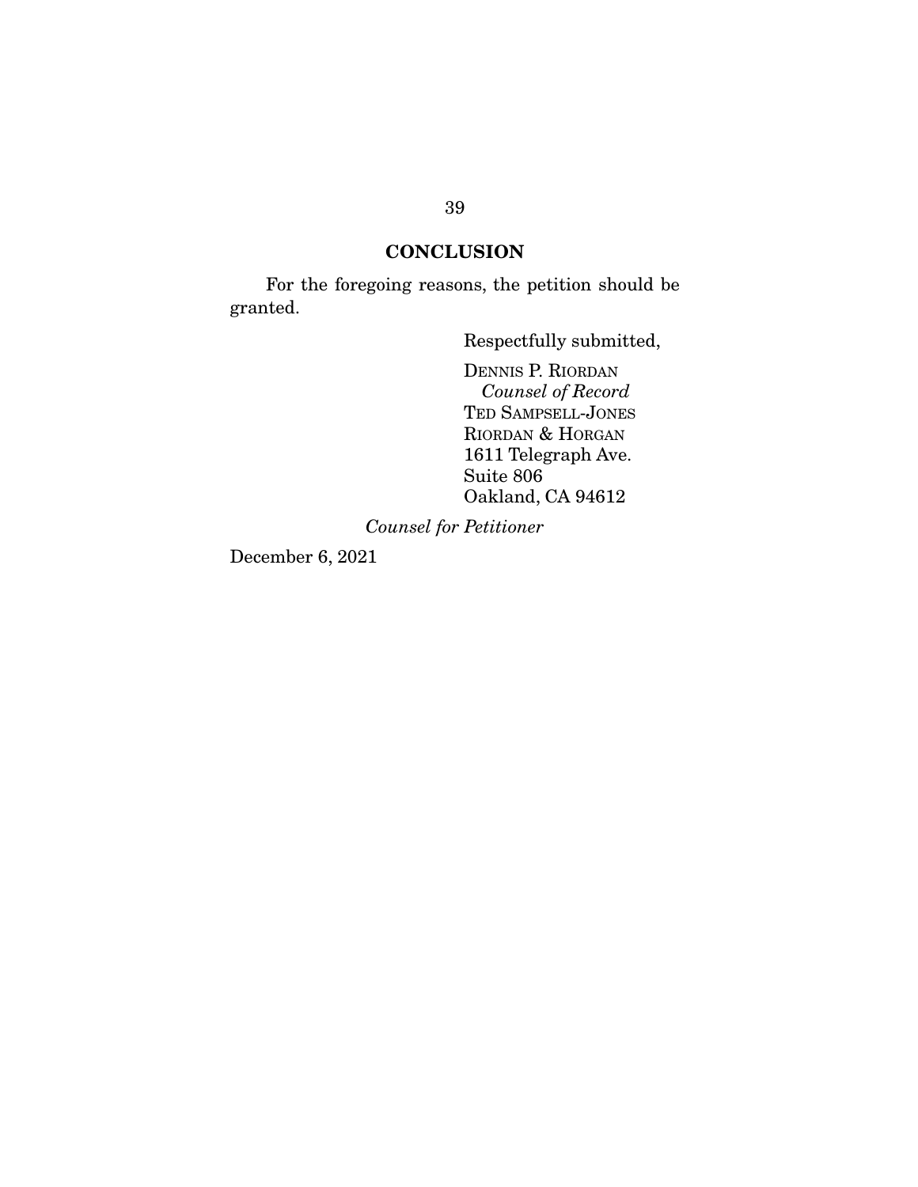## CONCLUSION

For the foregoing reasons, the petition should be granted.

Respectfully submitted,

DENNIS P. RIORDAN
*Counsel of Record*
TED SAMPSELL-JONES
RIORDAN & HORGAN
1611 Telegraph Ave.
Suite 806
Oakland, CA 94612

*Counsel for Petitioner*

December 6, 2021